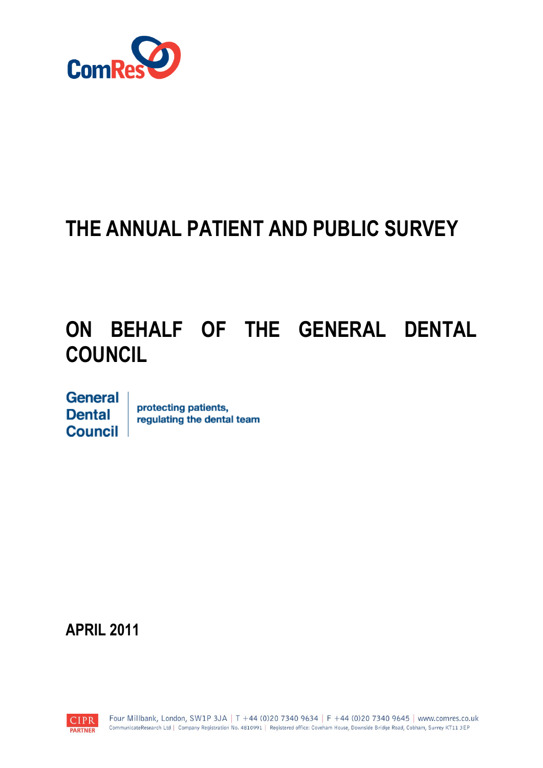ComRes

# THE ANNUAL PATIENT AND PUBLIC SURVEY

# ON BEHALF OF THE GENERAL DENTAL COUNCIL

General Dental Council | protecting patients, regulating the dental team

**APRIL 2011**

Four Millbank, London, SW1P 3JA | T +44 (0)20 7340 9634 | F +44 (0)20 7340 9645 | www.comres.co.uk
CommunicateResearch Ltd | Company Registration No. 4810991 | Registered office: Coveham House, Downside Bridge Road, Cobham, Surrey KT11 3EP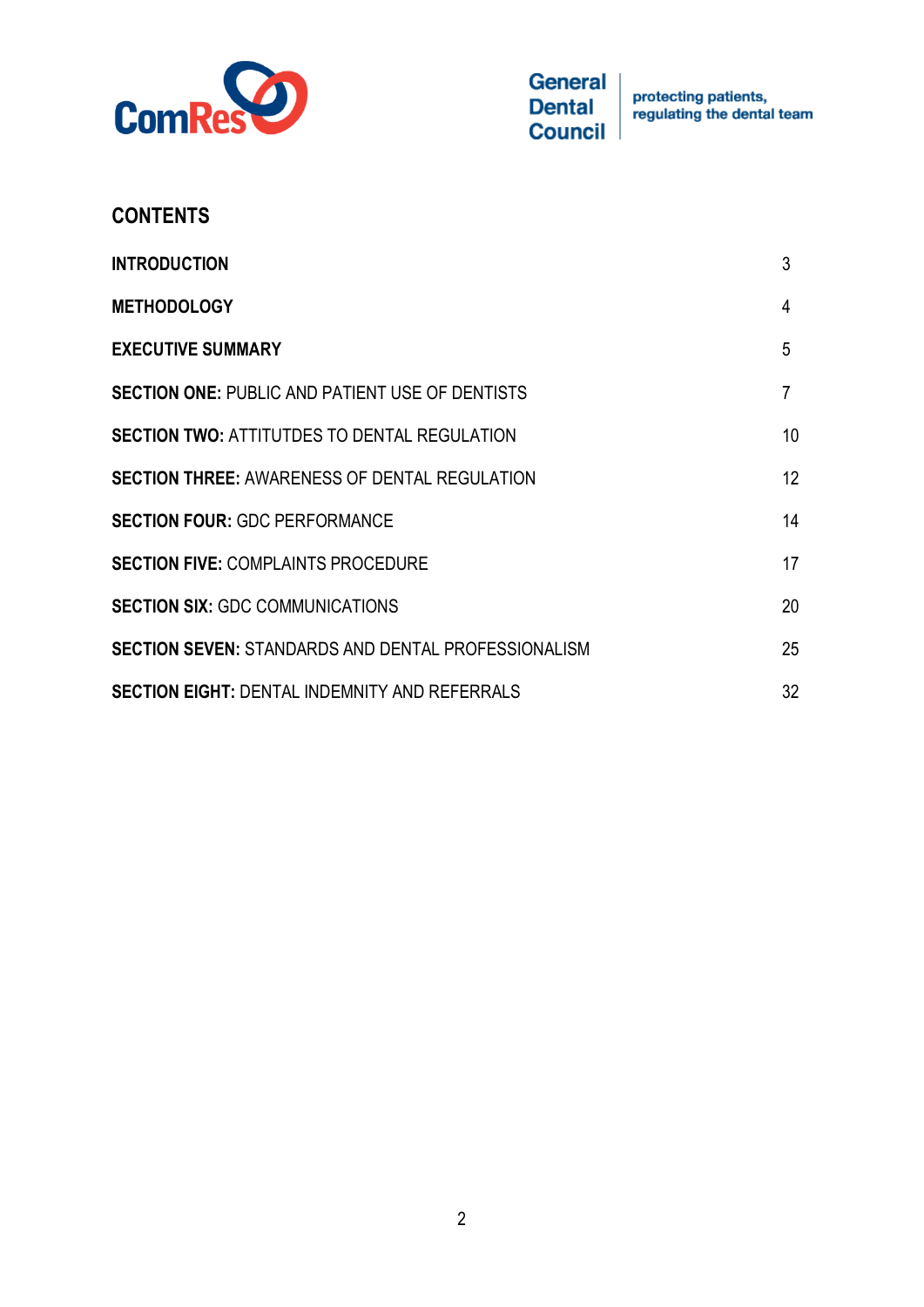## CONTENTS

| | |
|---|---|
| **INTRODUCTION** | 3 |
| **METHODOLOGY** | 4 |
| **EXECUTIVE SUMMARY** | 5 |
| **SECTION ONE:** PUBLIC AND PATIENT USE OF DENTISTS | 7 |
| **SECTION TWO:** ATTITUTDES TO DENTAL REGULATION | 10 |
| **SECTION THREE:** AWARENESS OF DENTAL REGULATION | 12 |
| **SECTION FOUR:** GDC PERFORMANCE | 14 |
| **SECTION FIVE:** COMPLAINTS PROCEDURE | 17 |
| **SECTION SIX:** GDC COMMUNICATIONS | 20 |
| **SECTION SEVEN:** STANDARDS AND DENTAL PROFESSIONALISM | 25 |
| **SECTION EIGHT:** DENTAL INDEMNITY AND REFERRALS | 32 |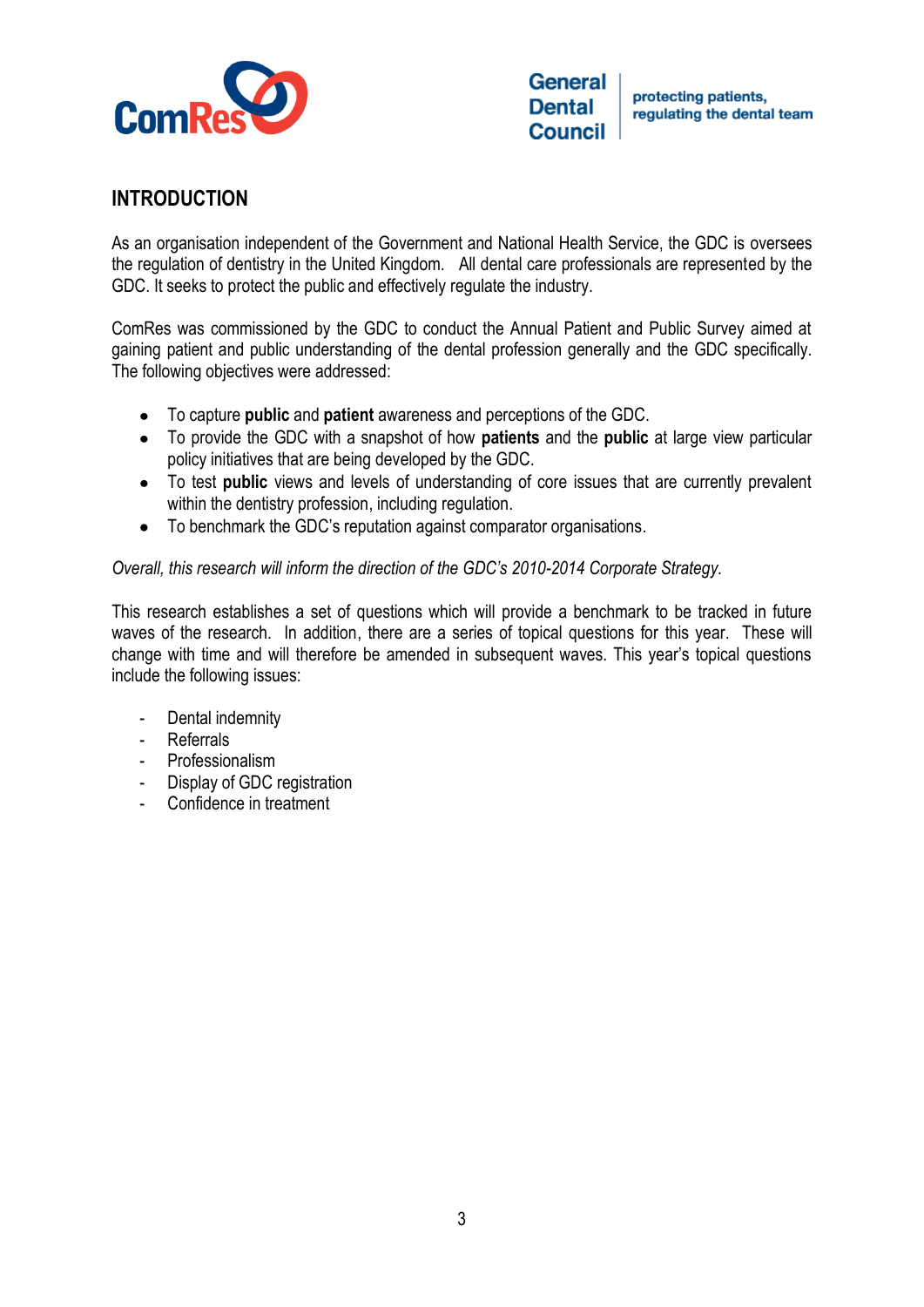## INTRODUCTION

As an organisation independent of the Government and National Health Service, the GDC is oversees the regulation of dentistry in the United Kingdom. All dental care professionals are represented by the GDC. It seeks to protect the public and effectively regulate the industry.

ComRes was commissioned by the GDC to conduct the Annual Patient and Public Survey aimed at gaining patient and public understanding of the dental profession generally and the GDC specifically. The following objectives were addressed:

- To capture **public** and **patient** awareness and perceptions of the GDC.
- To provide the GDC with a snapshot of how **patients** and the **public** at large view particular policy initiatives that are being developed by the GDC.
- To test **public** views and levels of understanding of core issues that are currently prevalent within the dentistry profession, including regulation.
- To benchmark the GDC's reputation against comparator organisations.

*Overall, this research will inform the direction of the GDC's 2010-2014 Corporate Strategy.*

This research establishes a set of questions which will provide a benchmark to be tracked in future waves of the research. In addition, there are a series of topical questions for this year. These will change with time and will therefore be amended in subsequent waves. This year's topical questions include the following issues:

- Dental indemnity
- Referrals
- Professionalism
- Display of GDC registration
- Confidence in treatment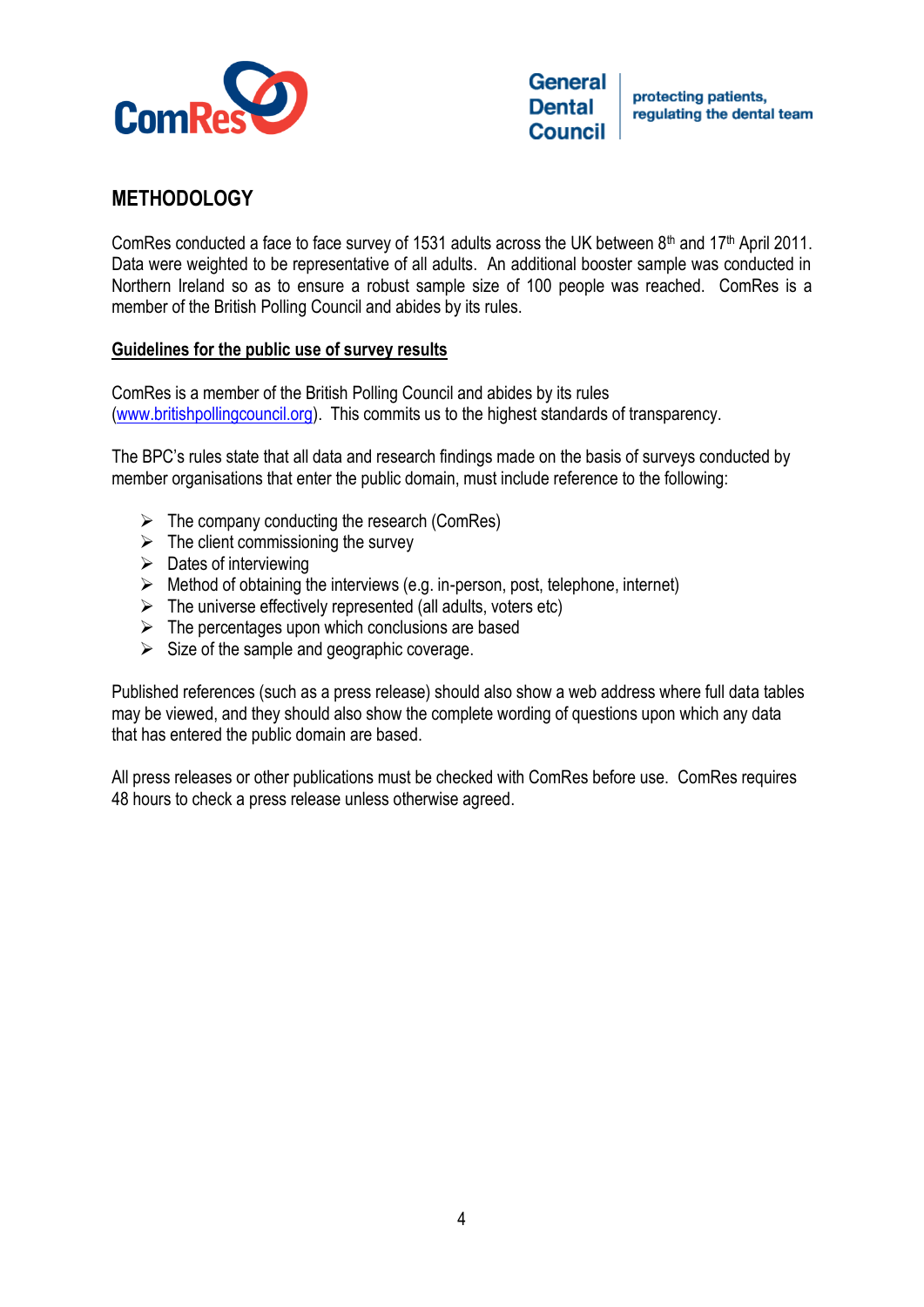## METHODOLOGY

ComRes conducted a face to face survey of 1531 adults across the UK between 8th and 17th April 2011. Data were weighted to be representative of all adults. An additional booster sample was conducted in Northern Ireland so as to ensure a robust sample size of 100 people was reached. ComRes is a member of the British Polling Council and abides by its rules.

### Guidelines for the public use of survey results

ComRes is a member of the British Polling Council and abides by its rules (www.britishpollingcouncil.org). This commits us to the highest standards of transparency.

The BPC's rules state that all data and research findings made on the basis of surveys conducted by member organisations that enter the public domain, must include reference to the following:

- The company conducting the research (ComRes)
- The client commissioning the survey
- Dates of interviewing
- Method of obtaining the interviews (e.g. in-person, post, telephone, internet)
- The universe effectively represented (all adults, voters etc)
- The percentages upon which conclusions are based
- Size of the sample and geographic coverage.

Published references (such as a press release) should also show a web address where full data tables may be viewed, and they should also show the complete wording of questions upon which any data that has entered the public domain are based.

All press releases or other publications must be checked with ComRes before use. ComRes requires 48 hours to check a press release unless otherwise agreed.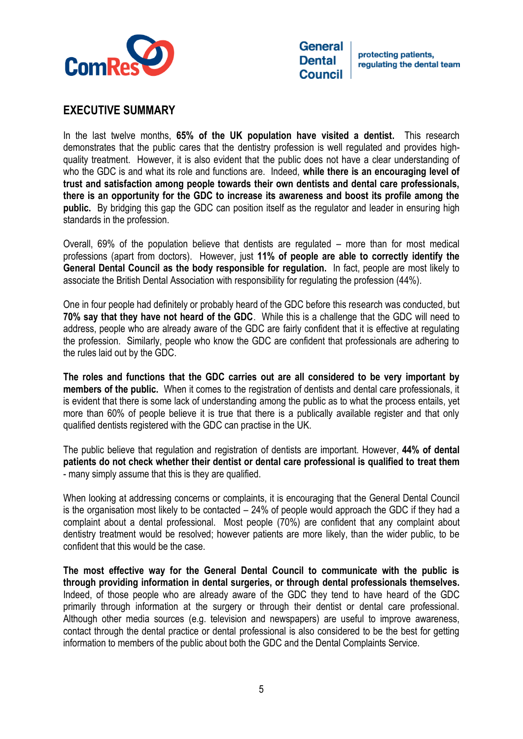## EXECUTIVE SUMMARY

In the last twelve months, **65% of the UK population have visited a dentist.** This research demonstrates that the public cares that the dentistry profession is well regulated and provides high-quality treatment. However, it is also evident that the public does not have a clear understanding of who the GDC is and what its role and functions are. Indeed, **while there is an encouraging level of trust and satisfaction among people towards their own dentists and dental care professionals, there is an opportunity for the GDC to increase its awareness and boost its profile among the public.** By bridging this gap the GDC can position itself as the regulator and leader in ensuring high standards in the profession.

Overall, 69% of the population believe that dentists are regulated – more than for most medical professions (apart from doctors). However, just **11% of people are able to correctly identify the General Dental Council as the body responsible for regulation.** In fact, people are most likely to associate the British Dental Association with responsibility for regulating the profession (44%).

One in four people had definitely or probably heard of the GDC before this research was conducted, but **70% say that they have not heard of the GDC**. While this is a challenge that the GDC will need to address, people who are already aware of the GDC are fairly confident that it is effective at regulating the profession. Similarly, people who know the GDC are confident that professionals are adhering to the rules laid out by the GDC.

**The roles and functions that the GDC carries out are all considered to be very important by members of the public.** When it comes to the registration of dentists and dental care professionals, it is evident that there is some lack of understanding among the public as to what the process entails, yet more than 60% of people believe it is true that there is a publically available register and that only qualified dentists registered with the GDC can practise in the UK.

The public believe that regulation and registration of dentists are important. However, **44% of dental patients do not check whether their dentist or dental care professional is qualified to treat them** - many simply assume that this is they are qualified.

When looking at addressing concerns or complaints, it is encouraging that the General Dental Council is the organisation most likely to be contacted – 24% of people would approach the GDC if they had a complaint about a dental professional. Most people (70%) are confident that any complaint about dentistry treatment would be resolved; however patients are more likely, than the wider public, to be confident that this would be the case.

**The most effective way for the General Dental Council to communicate with the public is through providing information in dental surgeries, or through dental professionals themselves.** Indeed, of those people who are already aware of the GDC they tend to have heard of the GDC primarily through information at the surgery or through their dentist or dental care professional. Although other media sources (e.g. television and newspapers) are useful to improve awareness, contact through the dental practice or dental professional is also considered to be the best for getting information to members of the public about both the GDC and the Dental Complaints Service.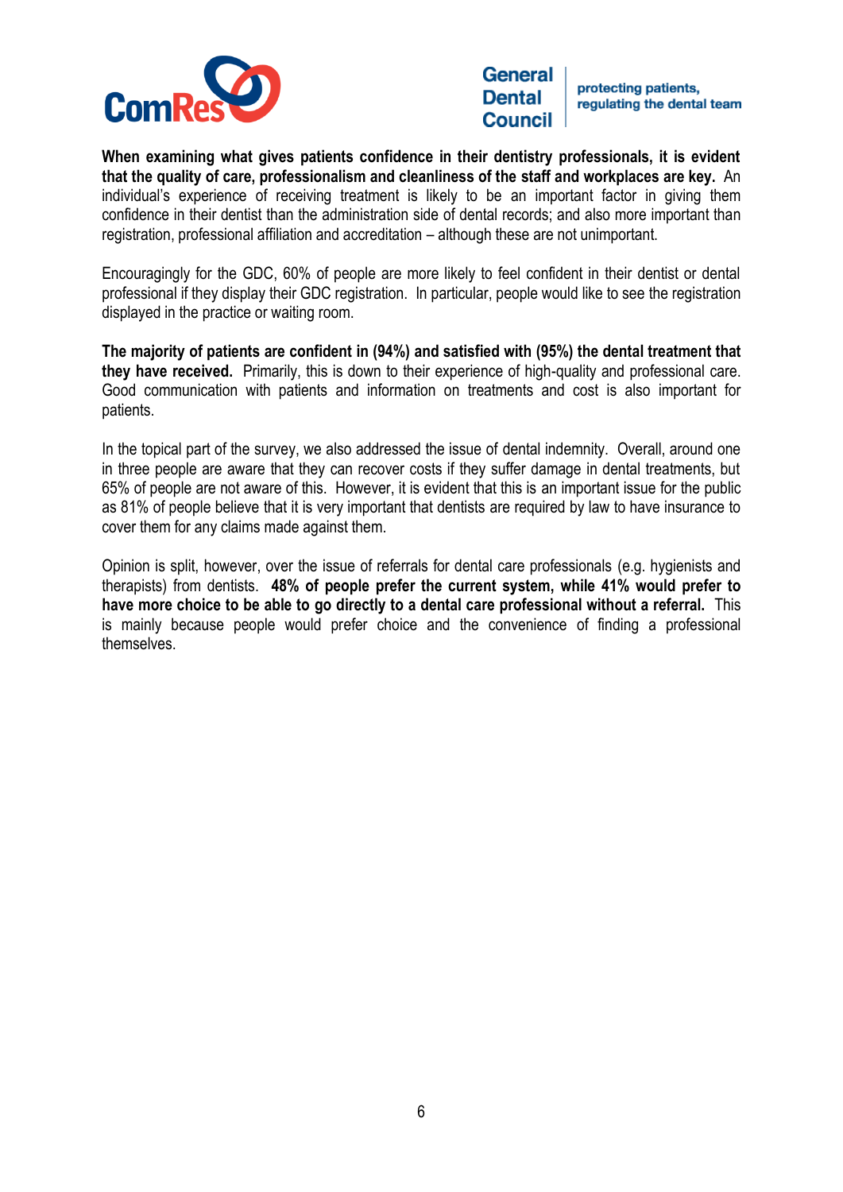**When examining what gives patients confidence in their dentistry professionals, it is evident that the quality of care, professionalism and cleanliness of the staff and workplaces are key.** An individual's experience of receiving treatment is likely to be an important factor in giving them confidence in their dentist than the administration side of dental records; and also more important than registration, professional affiliation and accreditation – although these are not unimportant.

Encouragingly for the GDC, 60% of people are more likely to feel confident in their dentist or dental professional if they display their GDC registration. In particular, people would like to see the registration displayed in the practice or waiting room.

**The majority of patients are confident in (94%) and satisfied with (95%) the dental treatment that they have received.** Primarily, this is down to their experience of high-quality and professional care. Good communication with patients and information on treatments and cost is also important for patients.

In the topical part of the survey, we also addressed the issue of dental indemnity. Overall, around one in three people are aware that they can recover costs if they suffer damage in dental treatments, but 65% of people are not aware of this. However, it is evident that this is an important issue for the public as 81% of people believe that it is very important that dentists are required by law to have insurance to cover them for any claims made against them.

Opinion is split, however, over the issue of referrals for dental care professionals (e.g. hygienists and therapists) from dentists. **48% of people prefer the current system, while 41% would prefer to have more choice to be able to go directly to a dental care professional without a referral.** This is mainly because people would prefer choice and the convenience of finding a professional themselves.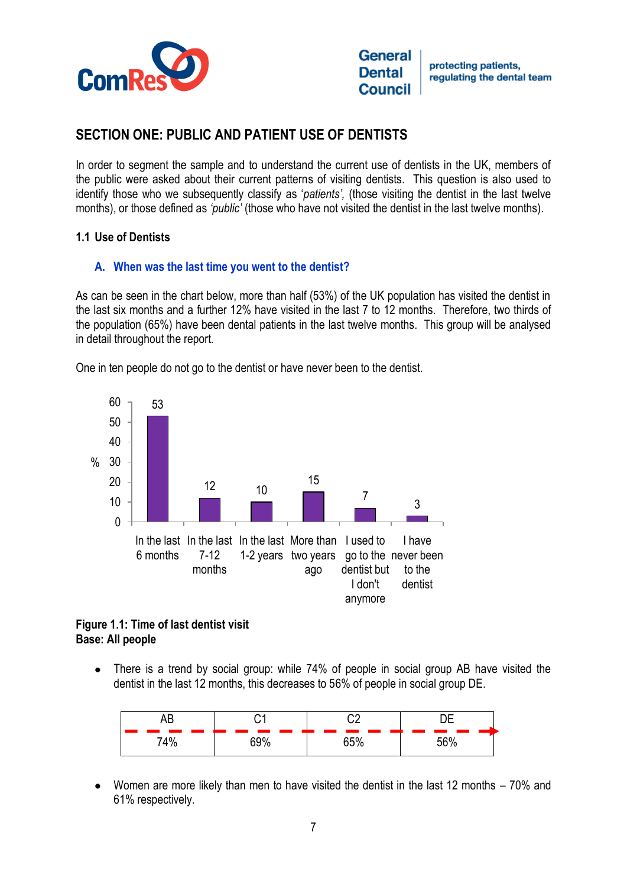# SECTION ONE: PUBLIC AND PATIENT USE OF DENTISTS

In order to segment the sample and to understand the current use of dentists in the UK, members of the public were asked about their current patterns of visiting dentists. This question is also used to identify those who we subsequently classify as '*patients'*, (those visiting the dentist in the last twelve months), or those defined as *'public'* (those who have not visited the dentist in the last twelve months).

## 1.1 Use of Dentists

### A. When was the last time you went to the dentist?

As can be seen in the chart below, more than half (53%) of the UK population has visited the dentist in the last six months and a further 12% have visited in the last 7 to 12 months. Therefore, two thirds of the population (65%) have been dental patients in the last twelve months. This group will be analysed in detail throughout the report.

One in ten people do not go to the dentist or have never been to the dentist.

| Time of last visit | % |
|---|---|
| In the last 6 months | 53 |
| In the last 7-12 months | 12 |
| In the last 1-2 years | 10 |
| More than two years ago | 15 |
| I used to go to the dentist but I don't anymore | 7 |
| I have never been to the dentist | 3 |

**Figure 1.1: Time of last dentist visit**
**Base: All people**

- There is a trend by social group: while 74% of people in social group AB have visited the dentist in the last 12 months, this decreases to 56% of people in social group DE.

| AB | C1 | C2 | DE |
|---|---|---|---|
| 74% | 69% | 65% | 56% |

- Women are more likely than men to have visited the dentist in the last 12 months – 70% and 61% respectively.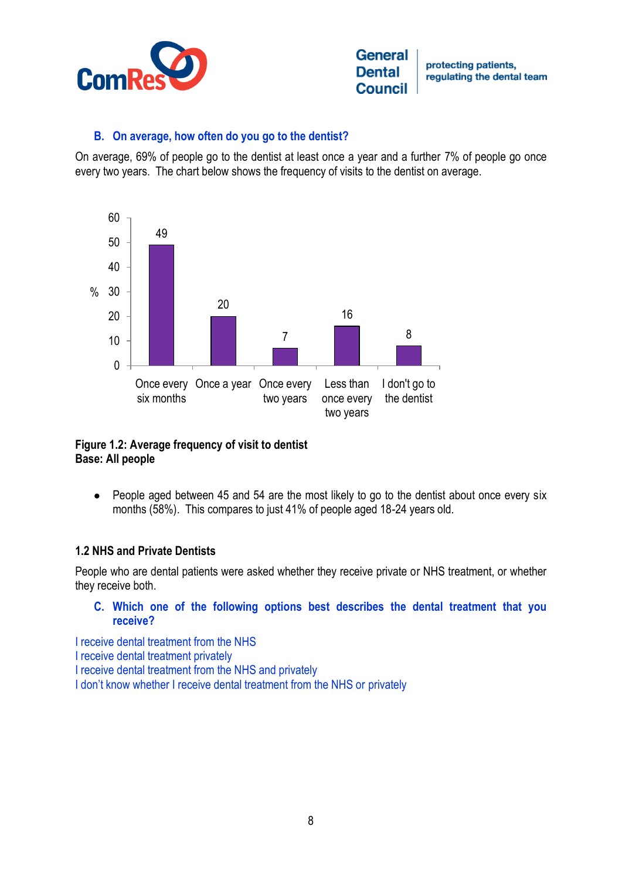### B. On average, how often do you go to the dentist?

On average, 69% of people go to the dentist at least once a year and a further 7% of people go once every two years. The chart below shows the frequency of visits to the dentist on average.

| | % |
|---|---|
| Once every six months | 49 |
| Once a year | 20 |
| Once every two years | 7 |
| Less than once every two years | 16 |
| I don't go to the dentist | 8 |

**Figure 1.2: Average frequency of visit to dentist**
**Base: All people**

- People aged between 45 and 54 are the most likely to go to the dentist about once every six months (58%). This compares to just 41% of people aged 18-24 years old.

## 1.2 NHS and Private Dentists

People who are dental patients were asked whether they receive private or NHS treatment, or whether they receive both.

### C. Which one of the following options best describes the dental treatment that you receive?

I receive dental treatment from the NHS
I receive dental treatment privately
I receive dental treatment from the NHS and privately
I don't know whether I receive dental treatment from the NHS or privately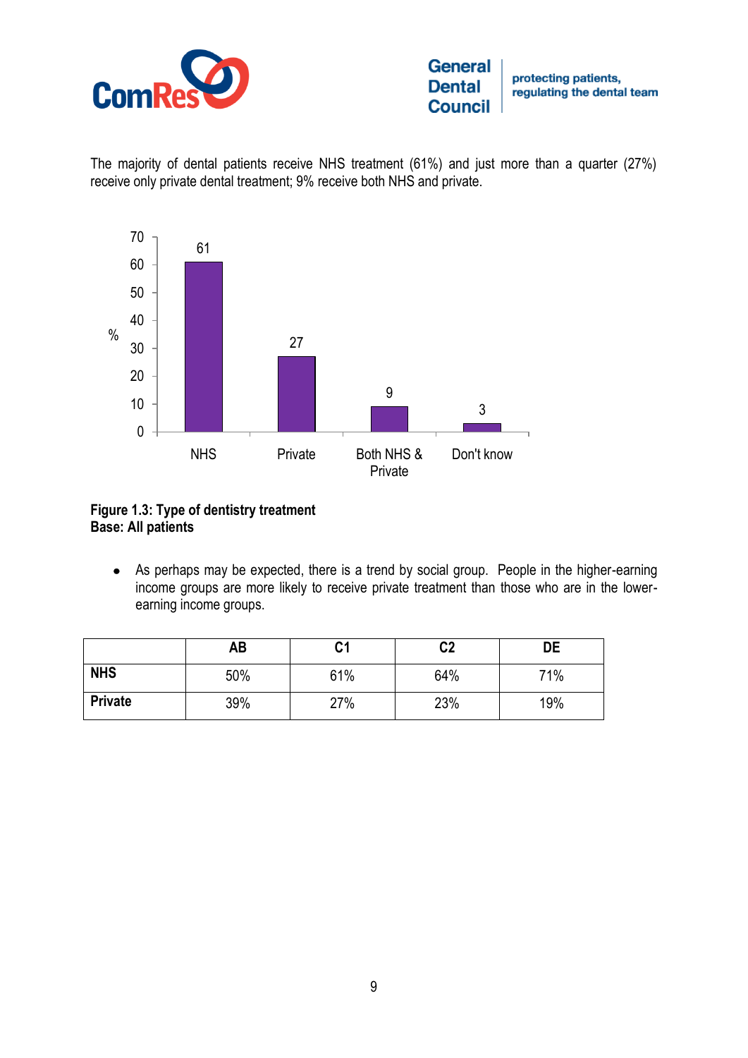The majority of dental patients receive NHS treatment (61%) and just more than a quarter (27%) receive only private dental treatment; 9% receive both NHS and private.

**Figure 1.3: Type of dentistry treatment**
**Base: All patients**

- As perhaps may be expected, there is a trend by social group. People in the higher-earning income groups are more likely to receive private treatment than those who are in the lower-earning income groups.

| | AB | C1 | C2 | DE |
|---|---|---|---|---|
| **NHS** | 50% | 61% | 64% | 71% |
| **Private** | 39% | 27% | 23% | 19% |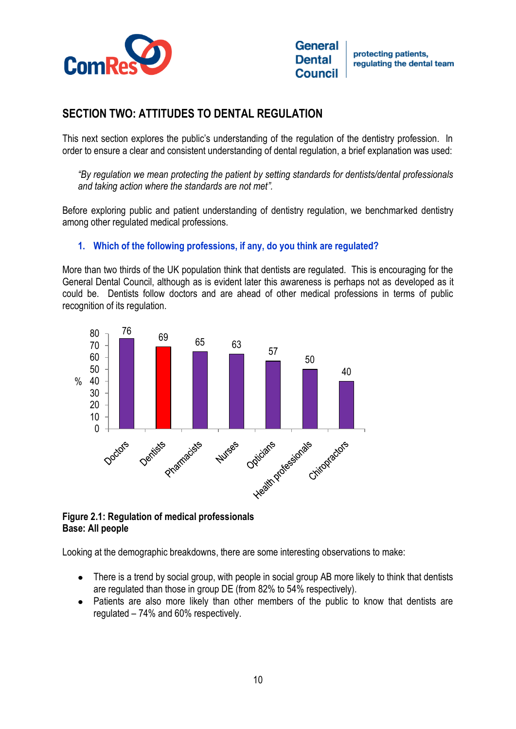## SECTION TWO: ATTITUDES TO DENTAL REGULATION

This next section explores the public's understanding of the regulation of the dentistry profession. In order to ensure a clear and consistent understanding of dental regulation, a brief explanation was used:

> *"By regulation we mean protecting the patient by setting standards for dentists/dental professionals and taking action where the standards are not met".*

Before exploring public and patient understanding of dentistry regulation, we benchmarked dentistry among other regulated medical professions.

### 1. Which of the following professions, if any, do you think are regulated?

More than two thirds of the UK population think that dentists are regulated. This is encouraging for the General Dental Council, although as is evident later this awareness is perhaps not as developed as it could be. Dentists follow doctors and are ahead of other medical professions in terms of public recognition of its regulation.

| Profession | % |
|---|---|
| Doctors | 76 |
| Dentists | 69 |
| Pharmacists | 65 |
| Nurses | 63 |
| Opticians | 57 |
| Health professionals | 50 |
| Chiropractors | 40 |

**Figure 2.1: Regulation of medical professionals**
**Base: All people**

Looking at the demographic breakdowns, there are some interesting observations to make:

- There is a trend by social group, with people in social group AB more likely to think that dentists are regulated than those in group DE (from 82% to 54% respectively).
- Patients are also more likely than other members of the public to know that dentists are regulated – 74% and 60% respectively.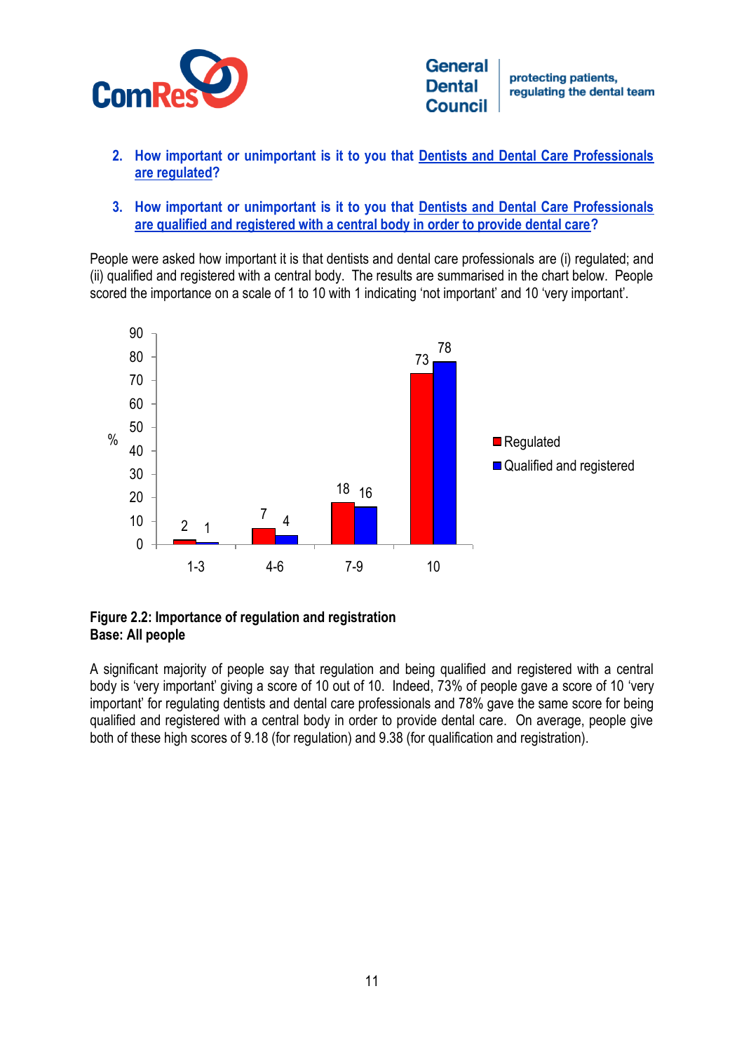2. **How important or unimportant is it to you that Dentists and Dental Care Professionals are regulated?**

3. **How important or unimportant is it to you that Dentists and Dental Care Professionals are qualified and registered with a central body in order to provide dental care?**

People were asked how important it is that dentists and dental care professionals are (i) regulated; and (ii) qualified and registered with a central body. The results are summarised in the chart below. People scored the importance on a scale of 1 to 10 with 1 indicating 'not important' and 10 'very important'.

| % | 1-3 | 4-6 | 7-9 | 10 |
|---|---|---|---|---|
| Regulated | 2 | 7 | 18 | 73 |
| Qualified and registered | 1 | 4 | 16 | 78 |

**Figure 2.2: Importance of regulation and registration**
**Base: All people**

A significant majority of people say that regulation and being qualified and registered with a central body is 'very important' giving a score of 10 out of 10. Indeed, 73% of people gave a score of 10 'very important' for regulating dentists and dental care professionals and 78% gave the same score for being qualified and registered with a central body in order to provide dental care. On average, people give both of these high scores of 9.18 (for regulation) and 9.38 (for qualification and registration).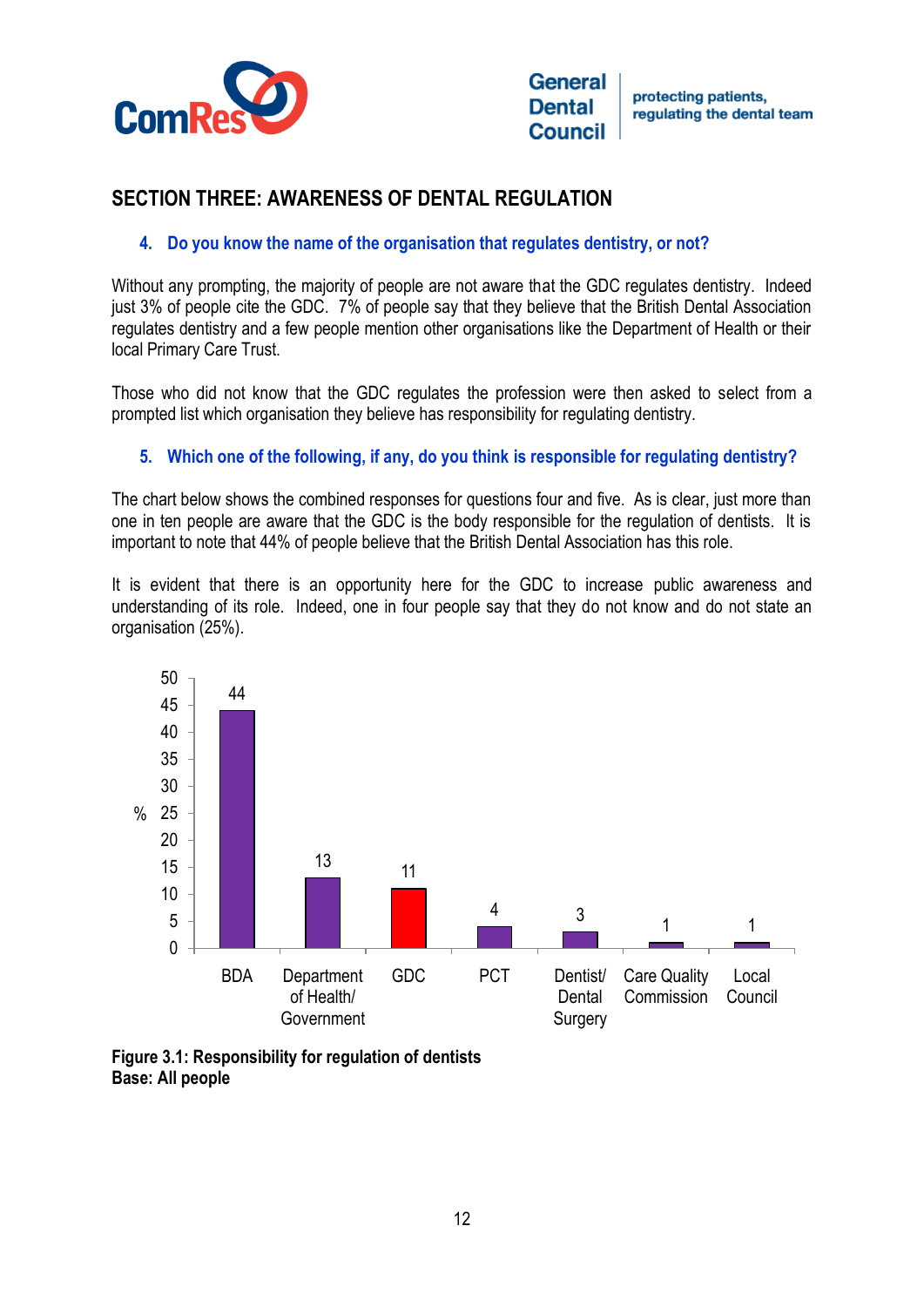## SECTION THREE: AWARENESS OF DENTAL REGULATION

### 4. Do you know the name of the organisation that regulates dentistry, or not?

Without any prompting, the majority of people are not aware that the GDC regulates dentistry. Indeed just 3% of people cite the GDC. 7% of people say that they believe that the British Dental Association regulates dentistry and a few people mention other organisations like the Department of Health or their local Primary Care Trust.

Those who did not know that the GDC regulates the profession were then asked to select from a prompted list which organisation they believe has responsibility for regulating dentistry.

### 5. Which one of the following, if any, do you think is responsible for regulating dentistry?

The chart below shows the combined responses for questions four and five. As is clear, just more than one in ten people are aware that the GDC is the body responsible for the regulation of dentists. It is important to note that 44% of people believe that the British Dental Association has this role.

It is evident that there is an opportunity here for the GDC to increase public awareness and understanding of its role. Indeed, one in four people say that they do not know and do not state an organisation (25%).

| Organisation | % |
|---|---|
| BDA | 44 |
| Department of Health/ Government | 13 |
| GDC | 11 |
| PCT | 4 |
| Dentist/ Dental Surgery | 3 |
| Care Quality Commission | 1 |
| Local Council | 1 |

**Figure 3.1: Responsibility for regulation of dentists**
**Base: All people**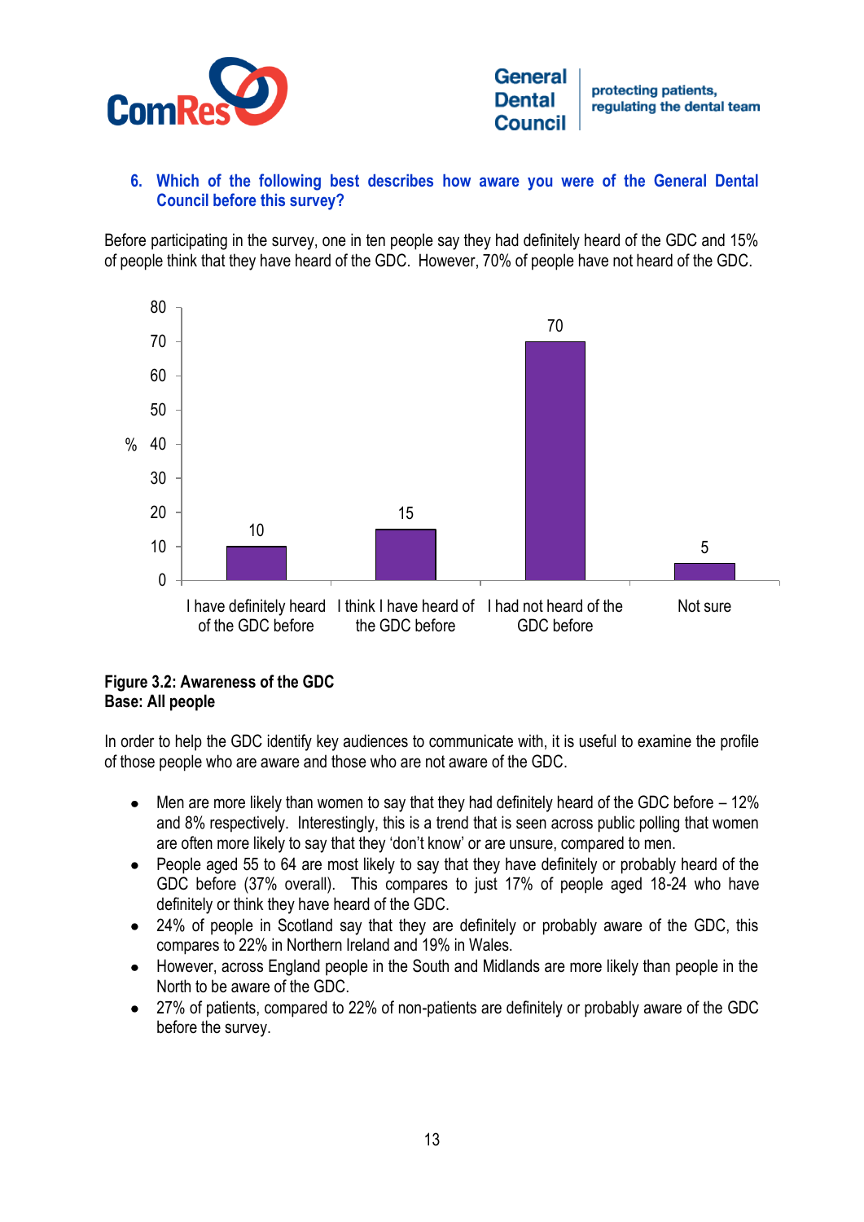### 6. Which of the following best describes how aware you were of the General Dental Council before this survey?

Before participating in the survey, one in ten people say they had definitely heard of the GDC and 15% of people think that they have heard of the GDC. However, 70% of people have not heard of the GDC.

| Response | % |
|---|---|
| I have definitely heard of the GDC before | 10 |
| I think I have heard of the GDC before | 15 |
| I had not heard of the GDC before | 70 |
| Not sure | 5 |

**Figure 3.2: Awareness of the GDC**
**Base: All people**

In order to help the GDC identify key audiences to communicate with, it is useful to examine the profile of those people who are aware and those who are not aware of the GDC.

- Men are more likely than women to say that they had definitely heard of the GDC before – 12% and 8% respectively. Interestingly, this is a trend that is seen across public polling that women are often more likely to say that they 'don't know' or are unsure, compared to men.
- People aged 55 to 64 are most likely to say that they have definitely or probably heard of the GDC before (37% overall). This compares to just 17% of people aged 18-24 who have definitely or think they have heard of the GDC.
- 24% of people in Scotland say that they are definitely or probably aware of the GDC, this compares to 22% in Northern Ireland and 19% in Wales.
- However, across England people in the South and Midlands are more likely than people in the North to be aware of the GDC.
- 27% of patients, compared to 22% of non-patients are definitely or probably aware of the GDC before the survey.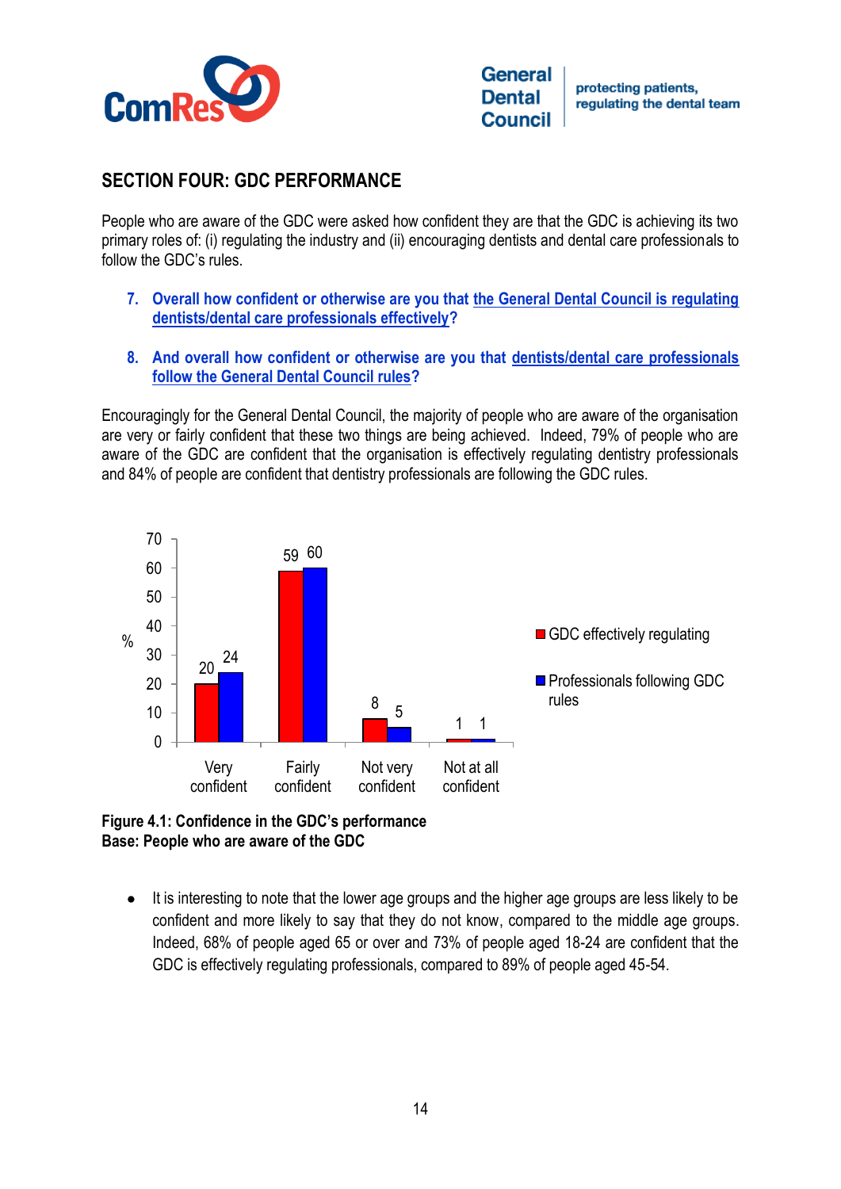## SECTION FOUR: GDC PERFORMANCE

People who are aware of the GDC were asked how confident they are that the GDC is achieving its two primary roles of: (i) regulating the industry and (ii) encouraging dentists and dental care professionals to follow the GDC's rules.

7. **Overall how confident or otherwise are you that the General Dental Council is regulating dentists/dental care professionals effectively?**

8. **And overall how confident or otherwise are you that dentists/dental care professionals follow the General Dental Council rules?**

Encouragingly for the General Dental Council, the majority of people who are aware of the organisation are very or fairly confident that these two things are being achieved. Indeed, 79% of people who are aware of the GDC are confident that the organisation is effectively regulating dentistry professionals and 84% of people are confident that dentistry professionals are following the GDC rules.

| % | GDC effectively regulating | Professionals following GDC rules |
|---|---|---|
| Very confident | 20 | 24 |
| Fairly confident | 59 | 60 |
| Not very confident | 8 | 5 |
| Not at all confident | 1 | 1 |

**Figure 4.1: Confidence in the GDC's performance**
**Base: People who are aware of the GDC**

- It is interesting to note that the lower age groups and the higher age groups are less likely to be confident and more likely to say that they do not know, compared to the middle age groups. Indeed, 68% of people aged 65 or over and 73% of people aged 18-24 are confident that the GDC is effectively regulating professionals, compared to 89% of people aged 45-54.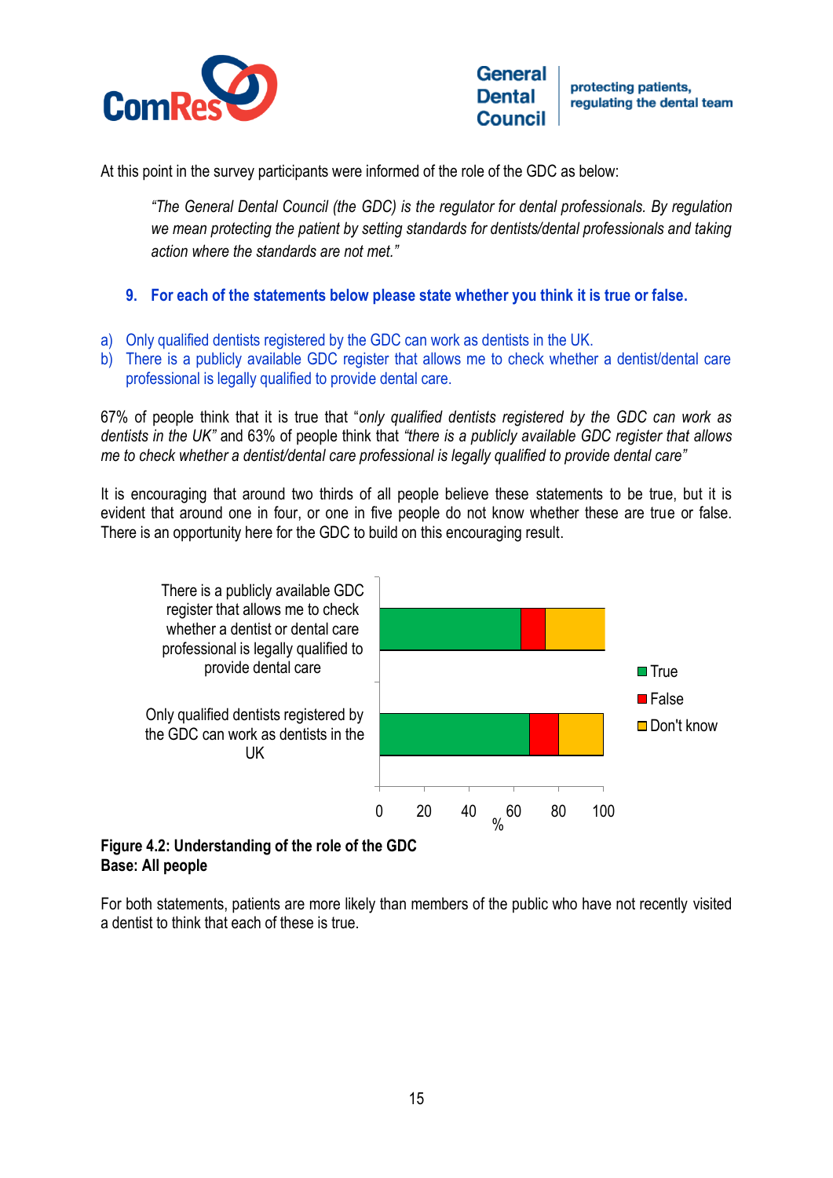At this point in the survey participants were informed of the role of the GDC as below:

> *"The General Dental Council (the GDC) is the regulator for dental professionals. By regulation we mean protecting the patient by setting standards for dentists/dental professionals and taking action where the standards are not met."*

### 9. For each of the statements below please state whether you think it is true or false.

a) Only qualified dentists registered by the GDC can work as dentists in the UK.
b) There is a publicly available GDC register that allows me to check whether a dentist/dental care professional is legally qualified to provide dental care.

67% of people think that it is true that "*only qualified dentists registered by the GDC can work as dentists in the UK"* and 63% of people think that *"there is a publicly available GDC register that allows me to check whether a dentist/dental care professional is legally qualified to provide dental care"*

It is encouraging that around two thirds of all people believe these statements to be true, but it is evident that around one in four, or one in five people do not know whether these are true or false. There is an opportunity here for the GDC to build on this encouraging result.

**Figure 4.2: Understanding of the role of the GDC**
**Base: All people**

For both statements, patients are more likely than members of the public who have not recently visited a dentist to think that each of these is true.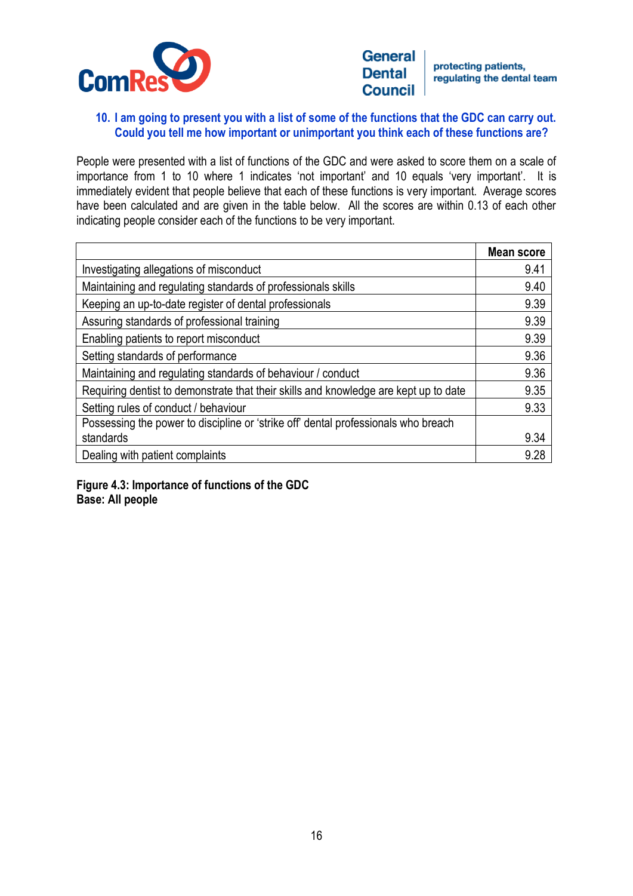### 10. I am going to present you with a list of some of the functions that the GDC can carry out. Could you tell me how important or unimportant you think each of these functions are?

People were presented with a list of functions of the GDC and were asked to score them on a scale of importance from 1 to 10 where 1 indicates 'not important' and 10 equals 'very important'. It is immediately evident that people believe that each of these functions is very important. Average scores have been calculated and are given in the table below. All the scores are within 0.13 of each other indicating people consider each of the functions to be very important.

| | Mean score |
|---|---|
| Investigating allegations of misconduct | 9.41 |
| Maintaining and regulating standards of professionals skills | 9.40 |
| Keeping an up-to-date register of dental professionals | 9.39 |
| Assuring standards of professional training | 9.39 |
| Enabling patients to report misconduct | 9.39 |
| Setting standards of performance | 9.36 |
| Maintaining and regulating standards of behaviour / conduct | 9.36 |
| Requiring dentist to demonstrate that their skills and knowledge are kept up to date | 9.35 |
| Setting rules of conduct / behaviour | 9.33 |
| Possessing the power to discipline or 'strike off' dental professionals who breach standards | 9.34 |
| Dealing with patient complaints | 9.28 |

**Figure 4.3: Importance of functions of the GDC**
**Base: All people**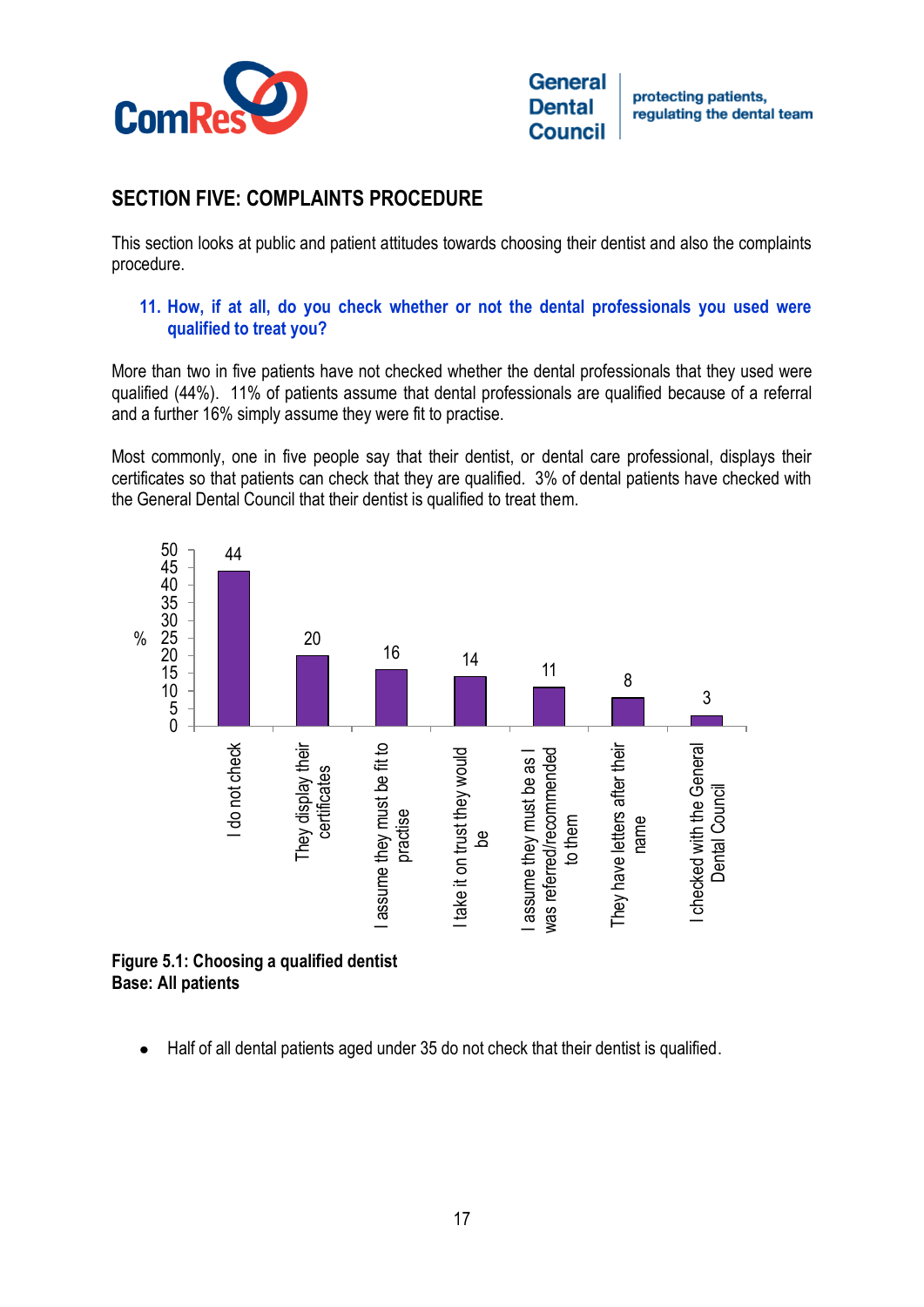## SECTION FIVE: COMPLAINTS PROCEDURE

This section looks at public and patient attitudes towards choosing their dentist and also the complaints procedure.

### 11. How, if at all, do you check whether or not the dental professionals you used were qualified to treat you?

More than two in five patients have not checked whether the dental professionals that they used were qualified (44%). 11% of patients assume that dental professionals are qualified because of a referral and a further 16% simply assume they were fit to practise.

Most commonly, one in five people say that their dentist, or dental care professional, displays their certificates so that patients can check that they are qualified. 3% of dental patients have checked with the General Dental Council that their dentist is qualified to treat them.

| Response | % |
|---|---|
| I do not check | 44 |
| They display their certificates | 20 |
| I assume they must be fit to practise | 16 |
| I take it on trust they would be | 14 |
| I assume they must be as I was referred/recommended to them | 11 |
| They have letters after their name | 8 |
| I checked with the General Dental Council | 3 |

**Figure 5.1: Choosing a qualified dentist**
**Base: All patients**

- Half of all dental patients aged under 35 do not check that their dentist is qualified.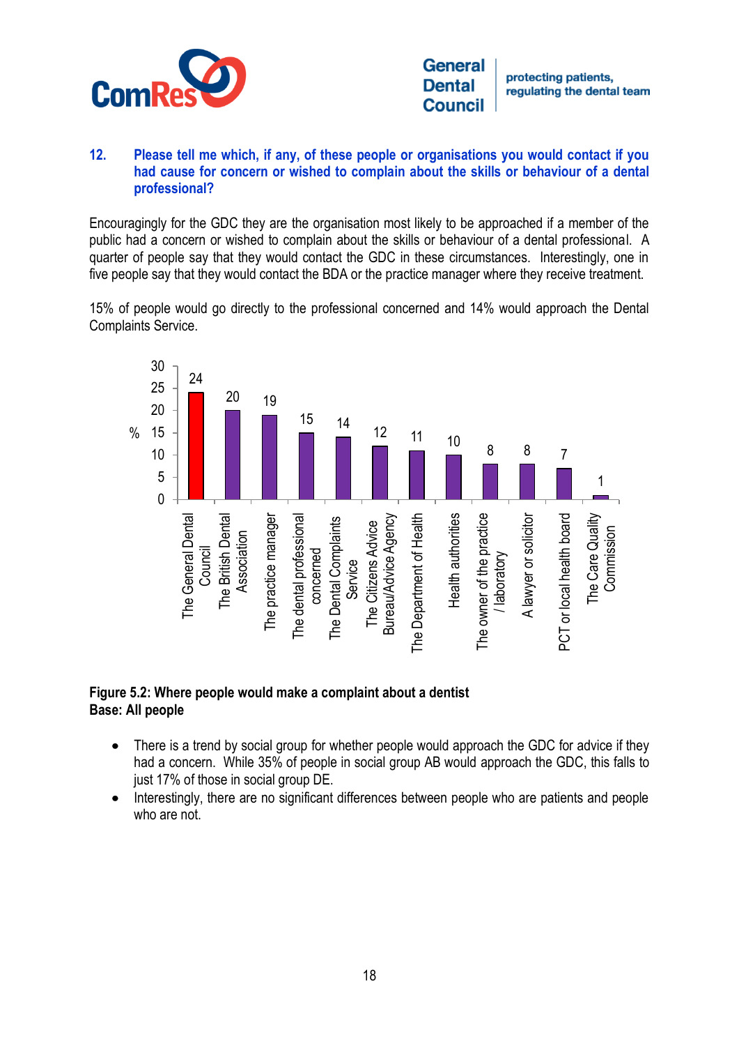## 12. Please tell me which, if any, of these people or organisations you would contact if you had cause for concern or wished to complain about the skills or behaviour of a dental professional?

Encouragingly for the GDC they are the organisation most likely to be approached if a member of the public had a concern or wished to complain about the skills or behaviour of a dental professional. A quarter of people say that they would contact the GDC in these circumstances. Interestingly, one in five people say that they would contact the BDA or the practice manager where they receive treatment.

15% of people would go directly to the professional concerned and 14% would approach the Dental Complaints Service.

| | % |
|---|---|
| The General Dental Council | 24 |
| The British Dental Association | 20 |
| The practice manager | 19 |
| The dental professional concerned | 15 |
| The Dental Complaints Service | 14 |
| The Citizens Advice Bureau/Advice Agency | 12 |
| The Department of Health | 11 |
| Health authorities | 10 |
| The owner of the practice / laboratory | 8 |
| A lawyer or solicitor | 8 |
| PCT or local health board | 7 |
| The Care Quality Commission | 1 |

**Figure 5.2: Where people would make a complaint about a dentist**
**Base: All people**

- There is a trend by social group for whether people would approach the GDC for advice if they had a concern. While 35% of people in social group AB would approach the GDC, this falls to just 17% of those in social group DE.
- Interestingly, there are no significant differences between people who are patients and people who are not.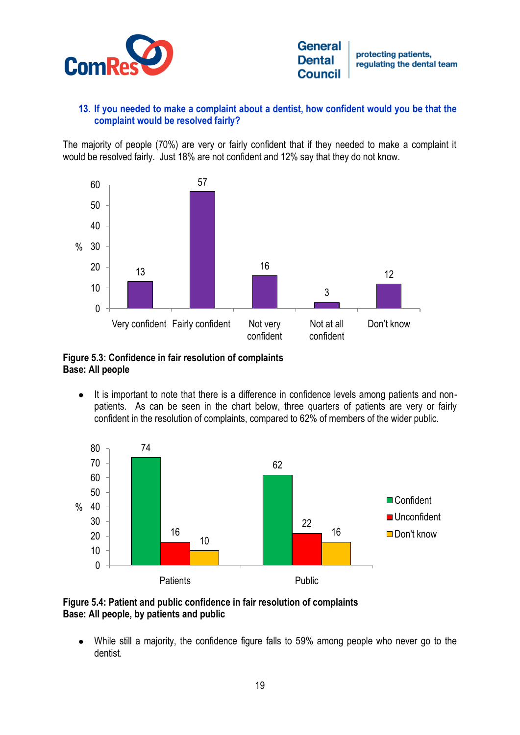### 13. If you needed to make a complaint about a dentist, how confident would you be that the complaint would be resolved fairly?

The majority of people (70%) are very or fairly confident that if they needed to make a complaint it would be resolved fairly. Just 18% are not confident and 12% say that they do not know.

| | Very confident | Fairly confident | Not very confident | Not at all confident | Don't know |
|---|---|---|---|---|---|
| % | 13 | 57 | 16 | 3 | 12 |

**Figure 5.3: Confidence in fair resolution of complaints**
**Base: All people**

- It is important to note that there is a difference in confidence levels among patients and non-patients. As can be seen in the chart below, three quarters of patients are very or fairly confident in the resolution of complaints, compared to 62% of members of the wider public.

| % | Confident | Unconfident | Don't know |
|---|---|---|---|
| Patients | 74 | 16 | 10 |
| Public | 62 | 22 | 16 |

**Figure 5.4: Patient and public confidence in fair resolution of complaints**
**Base: All people, by patients and public**

- While still a majority, the confidence figure falls to 59% among people who never go to the dentist.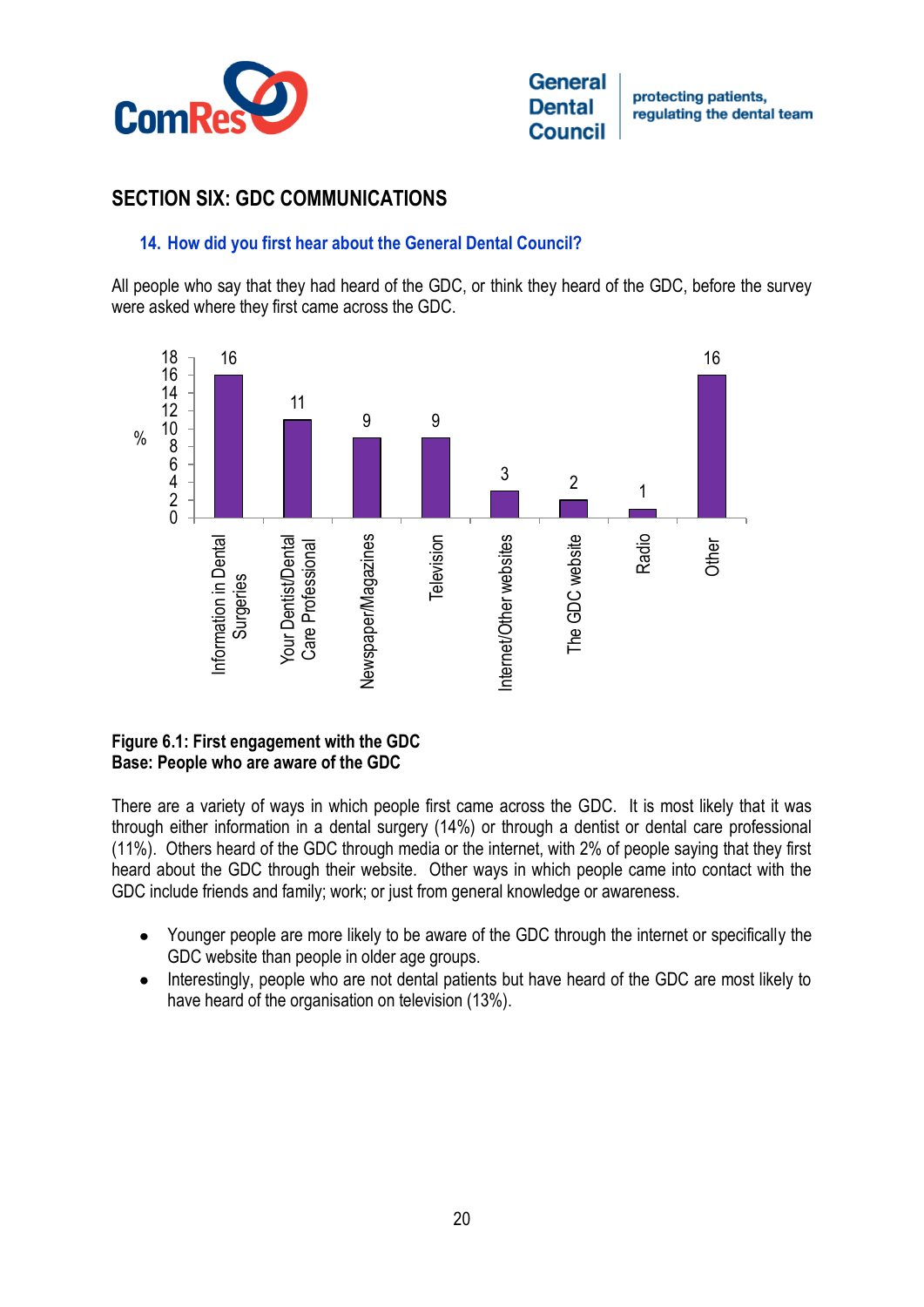## SECTION SIX: GDC COMMUNICATIONS

### 14. How did you first hear about the General Dental Council?

All people who say that they had heard of the GDC, or think they heard of the GDC, before the survey were asked where they first came across the GDC.

| | % |
|---|---|
| Information in Dental Surgeries | 16 |
| Your Dentist/Dental Care Professional | 11 |
| Newspaper/Magazines | 9 |
| Television | 9 |
| Internet/Other websites | 3 |
| The GDC website | 2 |
| Radio | 1 |
| Other | 16 |

**Figure 6.1: First engagement with the GDC**
**Base: People who are aware of the GDC**

There are a variety of ways in which people first came across the GDC. It is most likely that it was through either information in a dental surgery (14%) or through a dentist or dental care professional (11%). Others heard of the GDC through media or the internet, with 2% of people saying that they first heard about the GDC through their website. Other ways in which people came into contact with the GDC include friends and family; work; or just from general knowledge or awareness.

- Younger people are more likely to be aware of the GDC through the internet or specifically the GDC website than people in older age groups.
- Interestingly, people who are not dental patients but have heard of the GDC are most likely to have heard of the organisation on television (13%).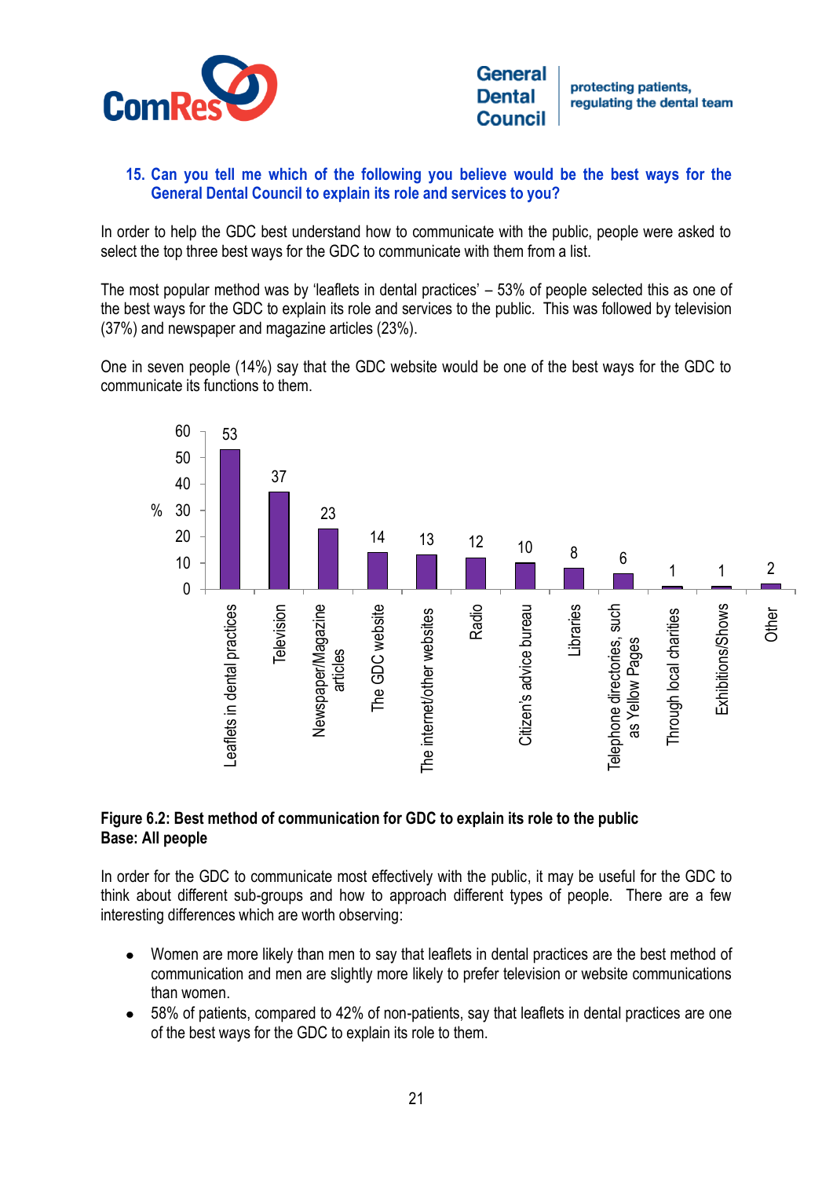### 15. Can you tell me which of the following you believe would be the best ways for the General Dental Council to explain its role and services to you?

In order to help the GDC best understand how to communicate with the public, people were asked to select the top three best ways for the GDC to communicate with them from a list.

The most popular method was by 'leaflets in dental practices' – 53% of people selected this as one of the best ways for the GDC to explain its role and services to the public. This was followed by television (37%) and newspaper and magazine articles (23%).

One in seven people (14%) say that the GDC website would be one of the best ways for the GDC to communicate its functions to them.

| Method | % |
|---|---|
| Leaflets in dental practices | 53 |
| Television | 37 |
| Newspaper/Magazine articles | 23 |
| The GDC website | 14 |
| The internet/other websites | 13 |
| Radio | 12 |
| Citizen's advice bureau | 10 |
| Libraries | 8 |
| Telephone directories, such as Yellow Pages | 6 |
| Through local charities | 1 |
| Exhibitions/Shows | 1 |
| Other | 2 |

**Figure 6.2: Best method of communication for GDC to explain its role to the public**
**Base: All people**

In order for the GDC to communicate most effectively with the public, it may be useful for the GDC to think about different sub-groups and how to approach different types of people. There are a few interesting differences which are worth observing:

- Women are more likely than men to say that leaflets in dental practices are the best method of communication and men are slightly more likely to prefer television or website communications than women.
- 58% of patients, compared to 42% of non-patients, say that leaflets in dental practices are one of the best ways for the GDC to explain its role to them.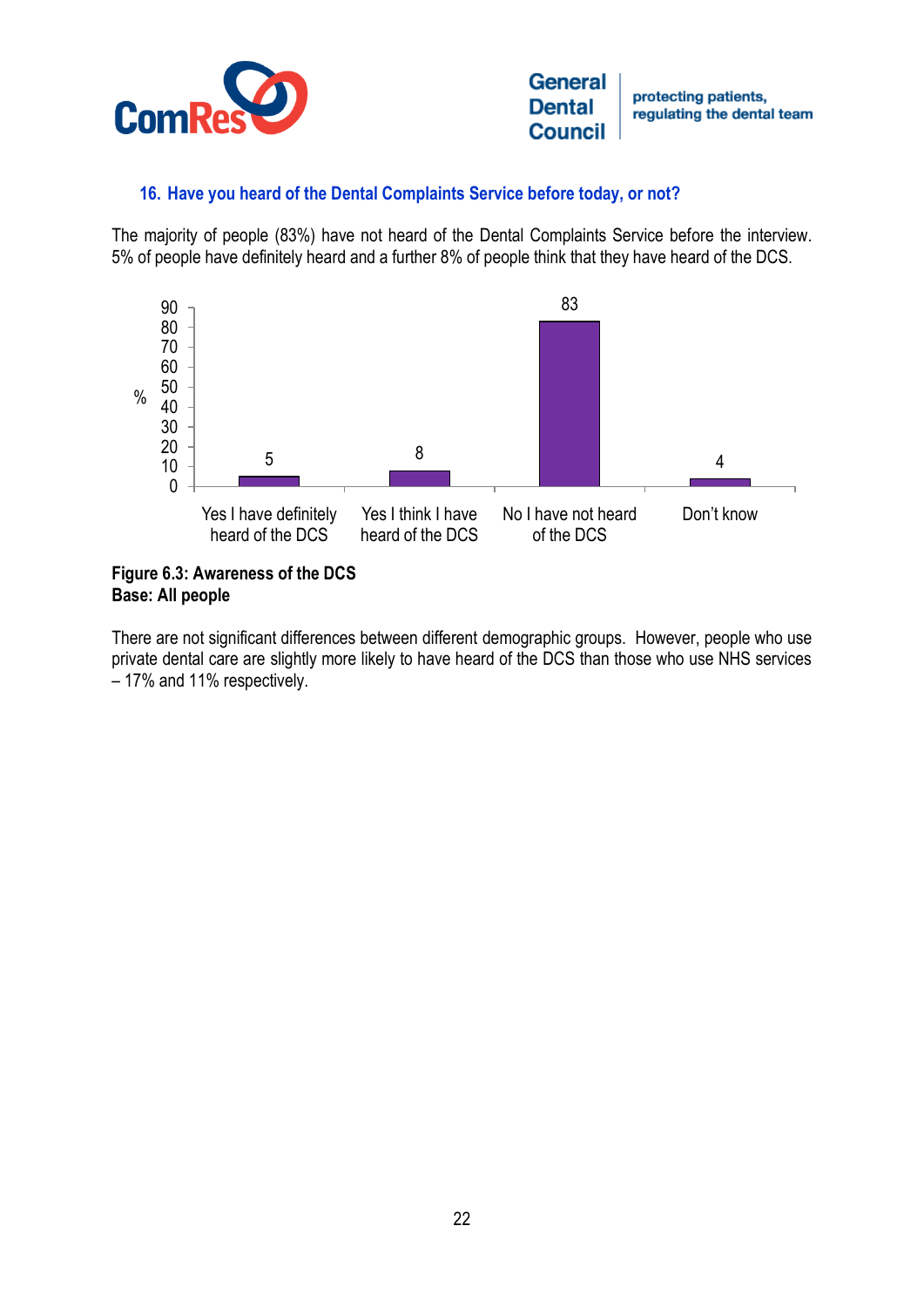### 16. Have you heard of the Dental Complaints Service before today, or not?

The majority of people (83%) have not heard of the Dental Complaints Service before the interview. 5% of people have definitely heard and a further 8% of people think that they have heard of the DCS.

| Response | % |
|---|---|
| Yes I have definitely heard of the DCS | 5 |
| Yes I think I have heard of the DCS | 8 |
| No I have not heard of the DCS | 83 |
| Don't know | 4 |

**Figure 6.3: Awareness of the DCS**
**Base: All people**

There are not significant differences between different demographic groups. However, people who use private dental care are slightly more likely to have heard of the DCS than those who use NHS services – 17% and 11% respectively.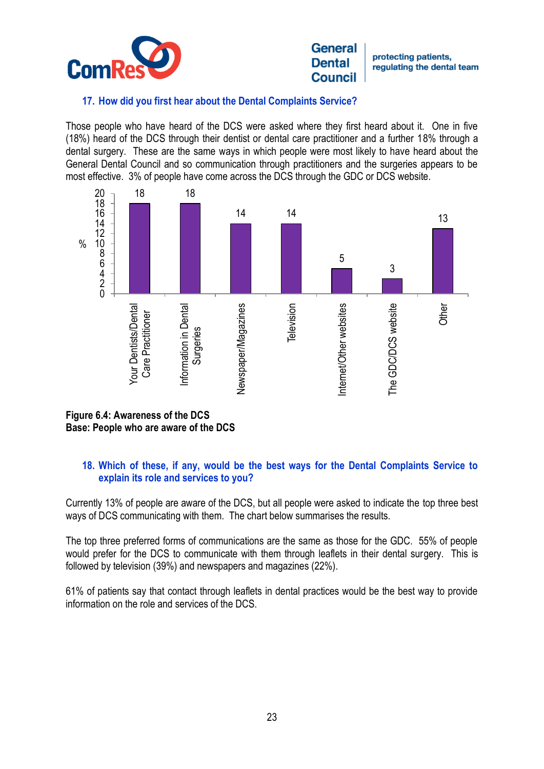### 17. How did you first hear about the Dental Complaints Service?

Those people who have heard of the DCS were asked where they first heard about it. One in five (18%) heard of the DCS through their dentist or dental care practitioner and a further 18% through a dental surgery. These are the same ways in which people were most likely to have heard about the General Dental Council and so communication through practitioners and the surgeries appears to be most effective. 3% of people have come across the DCS through the GDC or DCS website.

| Source | % |
| --- | --- |
| Your Dentists/Dental Care Practitioner | 18 |
| Information in Dental Surgeries | 18 |
| Newspaper/Magazines | 14 |
| Television | 14 |
| Internet/Other websites | 5 |
| The GDC/DCS website | 3 |
| Other | 13 |

**Figure 6.4: Awareness of the DCS**
**Base: People who are aware of the DCS**

### 18. Which of these, if any, would be the best ways for the Dental Complaints Service to explain its role and services to you?

Currently 13% of people are aware of the DCS, but all people were asked to indicate the top three best ways of DCS communicating with them. The chart below summarises the results.

The top three preferred forms of communications are the same as those for the GDC. 55% of people would prefer for the DCS to communicate with them through leaflets in their dental surgery. This is followed by television (39%) and newspapers and magazines (22%).

61% of patients say that contact through leaflets in dental practices would be the best way to provide information on the role and services of the DCS.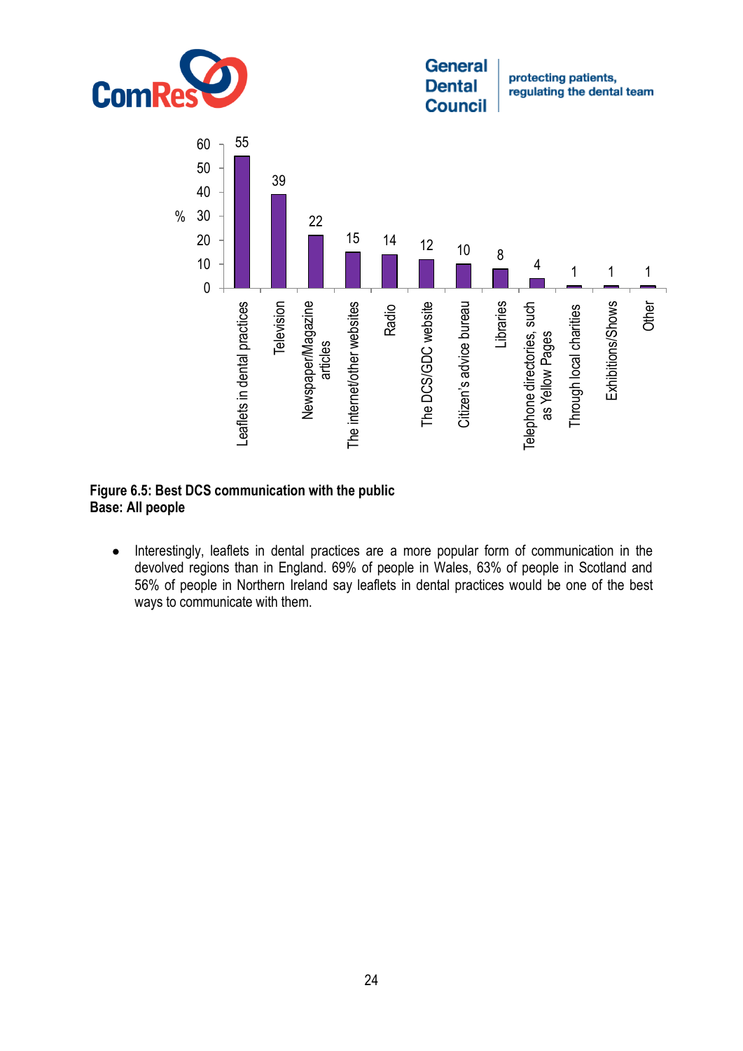| Communication method | % |
|---|---|
| Leaflets in dental practices | 55 |
| Television | 39 |
| Newspaper/Magazine articles | 22 |
| The internet/other websites | 15 |
| Radio | 14 |
| The DCS/GDC website | 12 |
| Citizen's advice bureau | 10 |
| Libraries | 8 |
| Telephone directories, such as Yellow Pages | 4 |
| Through local charities | 1 |
| Exhibitions/Shows | 1 |
| Other | 1 |

**Figure 6.5: Best DCS communication with the public**
**Base: All people**

- Interestingly, leaflets in dental practices are a more popular form of communication in the devolved regions than in England. 69% of people in Wales, 63% of people in Scotland and 56% of people in Northern Ireland say leaflets in dental practices would be one of the best ways to communicate with them.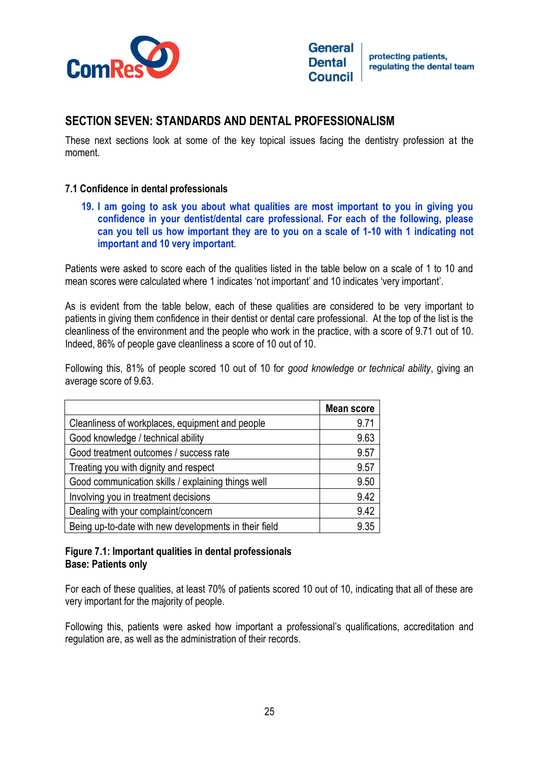## SECTION SEVEN: STANDARDS AND DENTAL PROFESSIONALISM

These next sections look at some of the key topical issues facing the dentistry profession at the moment.

### 7.1 Confidence in dental professionals

**19. I am going to ask you about what qualities are most important to you in giving you confidence in your dentist/dental care professional. For each of the following, please can you tell us how important they are to you on a scale of 1-10 with 1 indicating not important and 10 very important**.

Patients were asked to score each of the qualities listed in the table below on a scale of 1 to 10 and mean scores were calculated where 1 indicates 'not important' and 10 indicates 'very important'.

As is evident from the table below, each of these qualities are considered to be very important to patients in giving them confidence in their dentist or dental care professional. At the top of the list is the cleanliness of the environment and the people who work in the practice, with a score of 9.71 out of 10. Indeed, 86% of people gave cleanliness a score of 10 out of 10.

Following this, 81% of people scored 10 out of 10 for *good knowledge or technical ability*, giving an average score of 9.63.

| | Mean score |
|---|---|
| Cleanliness of workplaces, equipment and people | 9.71 |
| Good knowledge / technical ability | 9.63 |
| Good treatment outcomes / success rate | 9.57 |
| Treating you with dignity and respect | 9.57 |
| Good communication skills / explaining things well | 9.50 |
| Involving you in treatment decisions | 9.42 |
| Dealing with your complaint/concern | 9.42 |
| Being up-to-date with new developments in their field | 9.35 |

**Figure 7.1: Important qualities in dental professionals**
**Base: Patients only**

For each of these qualities, at least 70% of patients scored 10 out of 10, indicating that all of these are very important for the majority of people.

Following this, patients were asked how important a professional's qualifications, accreditation and regulation are, as well as the administration of their records.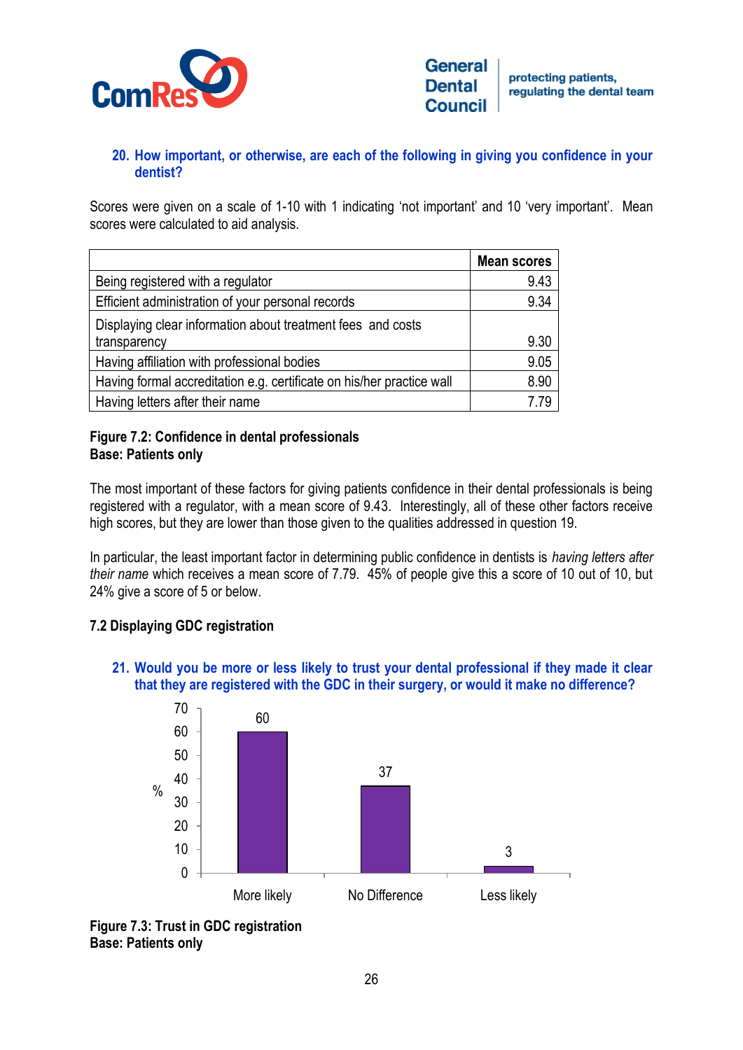### 20. How important, or otherwise, are each of the following in giving you confidence in your dentist?

Scores were given on a scale of 1-10 with 1 indicating 'not important' and 10 'very important'. Mean scores were calculated to aid analysis.

| | Mean scores |
|---|---|
| Being registered with a regulator | 9.43 |
| Efficient administration of your personal records | 9.34 |
| Displaying clear information about treatment fees and costs transparency | 9.30 |
| Having affiliation with professional bodies | 9.05 |
| Having formal accreditation e.g. certificate on his/her practice wall | 8.90 |
| Having letters after their name | 7.79 |

**Figure 7.2: Confidence in dental professionals**
**Base: Patients only**

The most important of these factors for giving patients confidence in their dental professionals is being registered with a regulator, with a mean score of 9.43. Interestingly, all of these other factors receive high scores, but they are lower than those given to the qualities addressed in question 19.

In particular, the least important factor in determining public confidence in dentists is *having letters after their name* which receives a mean score of 7.79. 45% of people give this a score of 10 out of 10, but 24% give a score of 5 or below.

## 7.2 Displaying GDC registration

### 21. Would you be more or less likely to trust your dental professional if they made it clear that they are registered with the GDC in their surgery, or would it make no difference?

| | % |
|---|---|
| More likely | 60 |
| No Difference | 37 |
| Less likely | 3 |

**Figure 7.3: Trust in GDC registration**
**Base: Patients only**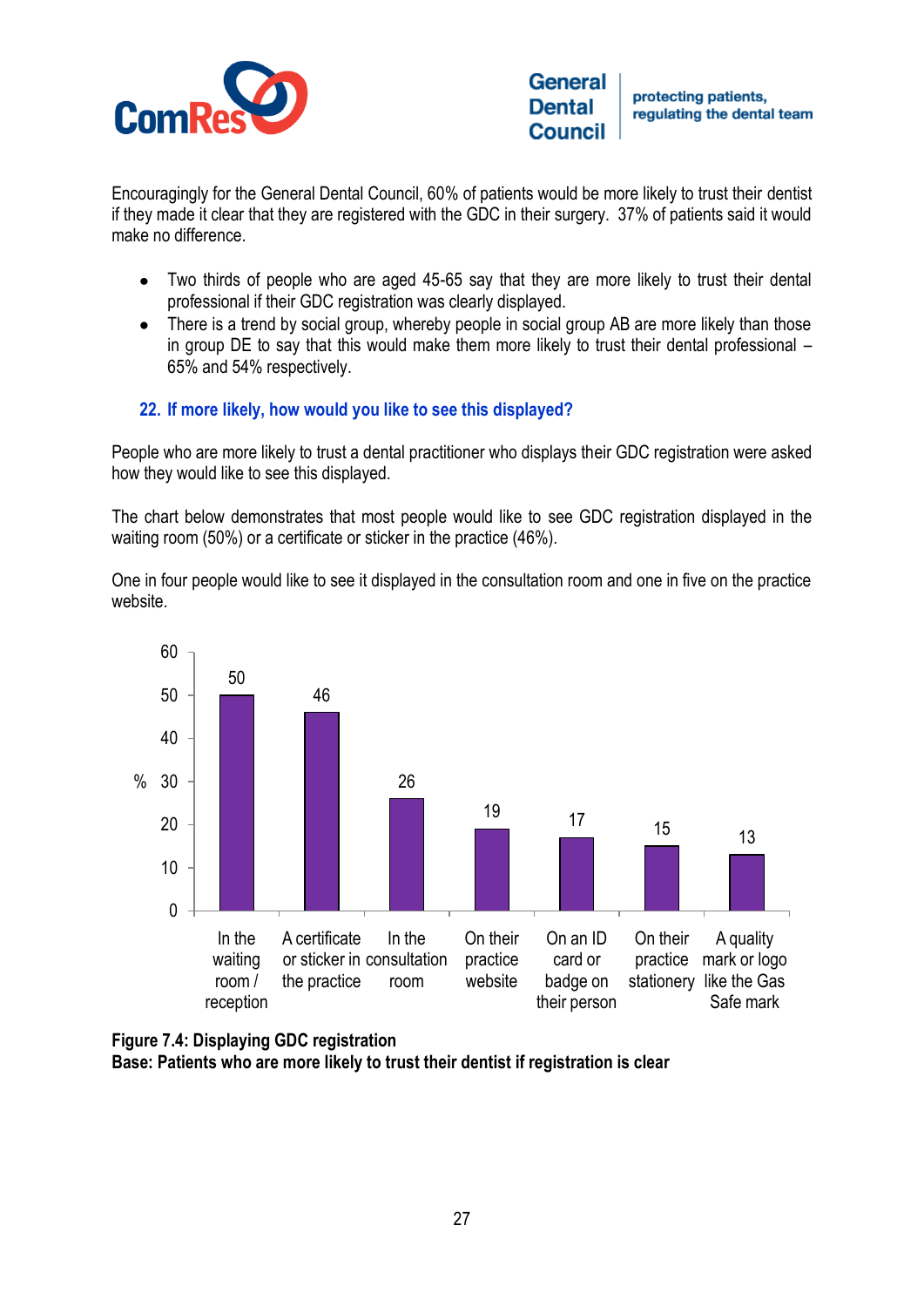Encouragingly for the General Dental Council, 60% of patients would be more likely to trust their dentist if they made it clear that they are registered with the GDC in their surgery. 37% of patients said it would make no difference.

- Two thirds of people who are aged 45-65 say that they are more likely to trust their dental professional if their GDC registration was clearly displayed.
- There is a trend by social group, whereby people in social group AB are more likely than those in group DE to say that this would make them more likely to trust their dental professional – 65% and 54% respectively.

### 22. If more likely, how would you like to see this displayed?

People who are more likely to trust a dental practitioner who displays their GDC registration were asked how they would like to see this displayed.

The chart below demonstrates that most people would like to see GDC registration displayed in the waiting room (50%) or a certificate or sticker in the practice (46%).

One in four people would like to see it displayed in the consultation room and one in five on the practice website.

| Display | % |
|---|---|
| In the waiting room / reception | 50 |
| A certificate or sticker in the practice | 46 |
| In the consultation room | 26 |
| On their practice website | 19 |
| On an ID card or badge on their person | 17 |
| On their practice stationery | 15 |
| A quality mark or logo like the Gas Safe mark | 13 |

**Figure 7.4: Displaying GDC registration**
**Base: Patients who are more likely to trust their dentist if registration is clear**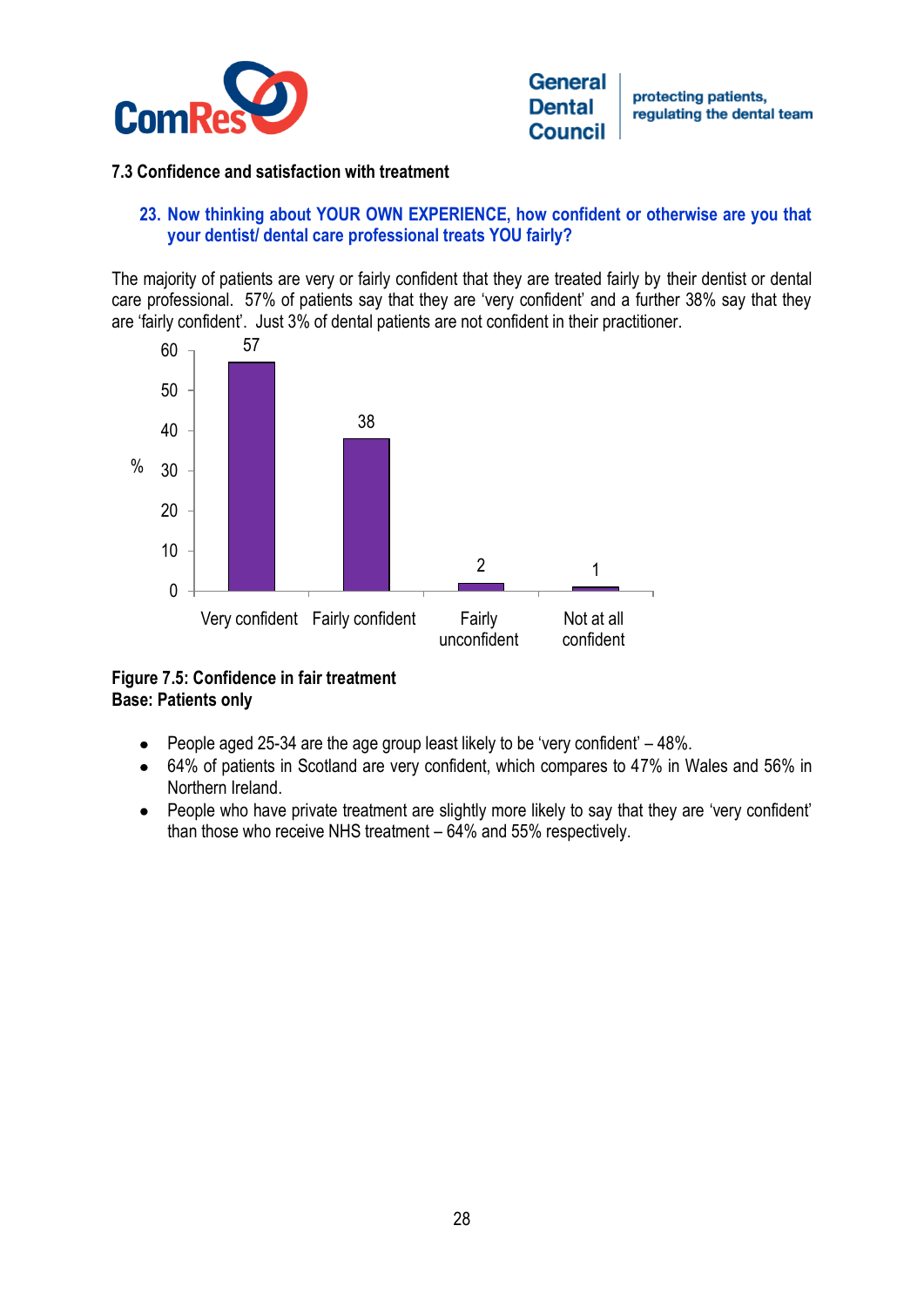### 7.3 Confidence and satisfaction with treatment

**23. Now thinking about YOUR OWN EXPERIENCE, how confident or otherwise are you that your dentist/ dental care professional treats YOU fairly?**

The majority of patients are very or fairly confident that they are treated fairly by their dentist or dental care professional. 57% of patients say that they are 'very confident' and a further 38% say that they are 'fairly confident'. Just 3% of dental patients are not confident in their practitioner.

| Response | % |
|---|---|
| Very confident | 57 |
| Fairly confident | 38 |
| Fairly unconfident | 2 |
| Not at all confident | 1 |

**Figure 7.5: Confidence in fair treatment**
**Base: Patients only**

- People aged 25-34 are the age group least likely to be 'very confident' – 48%.
- 64% of patients in Scotland are very confident, which compares to 47% in Wales and 56% in Northern Ireland.
- People who have private treatment are slightly more likely to say that they are 'very confident' than those who receive NHS treatment – 64% and 55% respectively.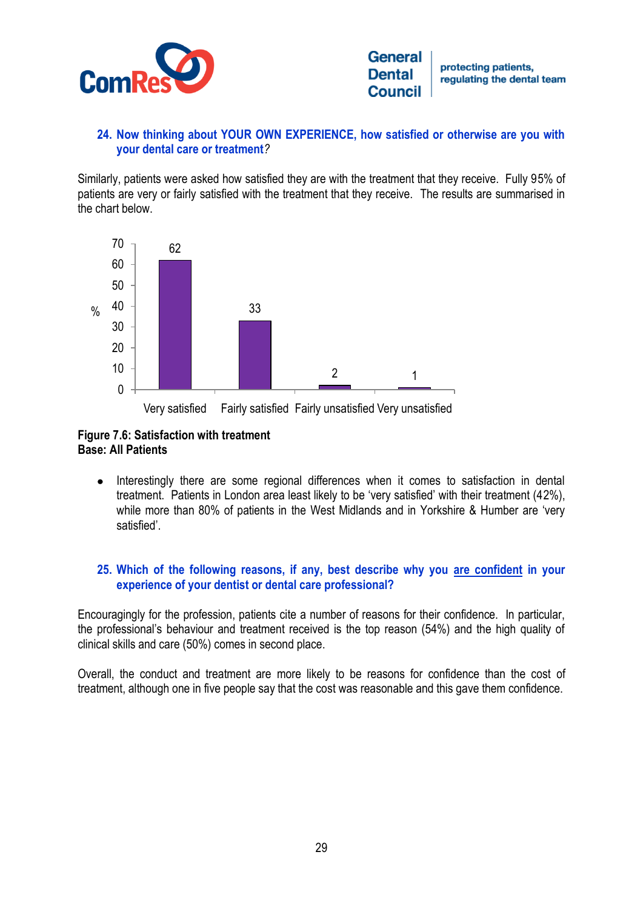### 24. Now thinking about YOUR OWN EXPERIENCE, how satisfied or otherwise are you with your dental care or treatment?

Similarly, patients were asked how satisfied they are with the treatment that they receive. Fully 95% of patients are very or fairly satisfied with the treatment that they receive. The results are summarised in the chart below.

| | % |
|---|---|
| Very satisfied | 62 |
| Fairly satisfied | 33 |
| Fairly unsatisfied | 2 |
| Very unsatisfied | 1 |

**Figure 7.6: Satisfaction with treatment**
**Base: All Patients**

- Interestingly there are some regional differences when it comes to satisfaction in dental treatment. Patients in London area least likely to be 'very satisfied' with their treatment (42%), while more than 80% of patients in the West Midlands and in Yorkshire & Humber are 'very satisfied'.

### 25. Which of the following reasons, if any, best describe why you are confident in your experience of your dentist or dental care professional?

Encouragingly for the profession, patients cite a number of reasons for their confidence. In particular, the professional's behaviour and treatment received is the top reason (54%) and the high quality of clinical skills and care (50%) comes in second place.

Overall, the conduct and treatment are more likely to be reasons for confidence than the cost of treatment, although one in five people say that the cost was reasonable and this gave them confidence.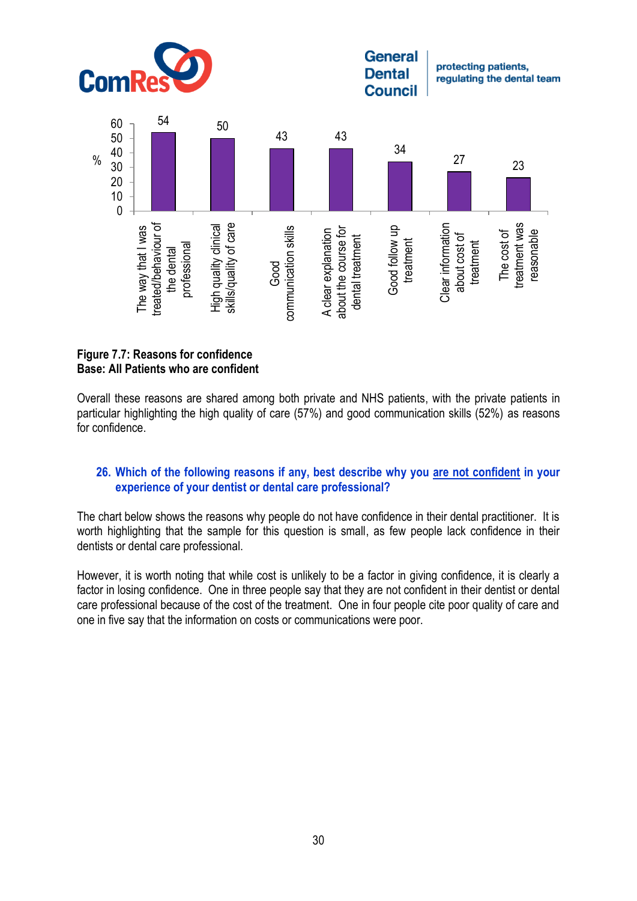| Reason | % |
|---|---|
| The way that I was treated/behaviour of the dental professional | 54 |
| High quality clinical skills/quality of care | 50 |
| Good communication skills | 43 |
| A clear explanation about the course for dental treatment | 43 |
| Good follow up treatment | 34 |
| Clear information about cost of treatment | 27 |
| The cost of treatment was reasonable | 23 |

**Figure 7.7: Reasons for confidence**
**Base: All Patients who are confident**

Overall these reasons are shared among both private and NHS patients, with the private patients in particular highlighting the high quality of care (57%) and good communication skills (52%) as reasons for confidence.

### 26. Which of the following reasons if any, best describe why you are not confident in your experience of your dentist or dental care professional?

The chart below shows the reasons why people do not have confidence in their dental practitioner. It is worth highlighting that the sample for this question is small, as few people lack confidence in their dentists or dental care professional.

However, it is worth noting that while cost is unlikely to be a factor in giving confidence, it is clearly a factor in losing confidence. One in three people say that they are not confident in their dentist or dental care professional because of the cost of the treatment. One in four people cite poor quality of care and one in five say that the information on costs or communications were poor.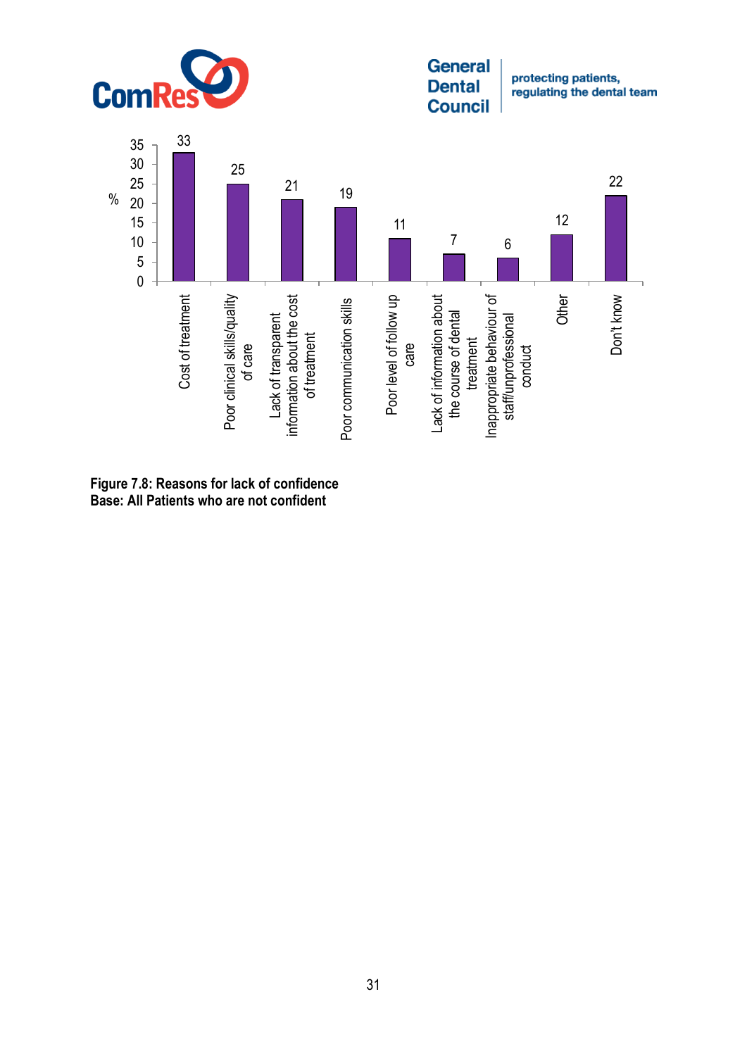| Reason | % |
|---|---|
| Cost of treatment | 33 |
| Poor clinical skills/quality of care | 25 |
| Lack of transparent information about the cost of treatment | 21 |
| Poor communication skills | 19 |
| Poor level of follow up care | 11 |
| Lack of information about the course of dental treatment | 7 |
| Inappropriate behaviour of staff/unprofessional conduct | 6 |
| Other | 12 |
| Don't know | 22 |

**Figure 7.8: Reasons for lack of confidence**
**Base: All Patients who are not confident**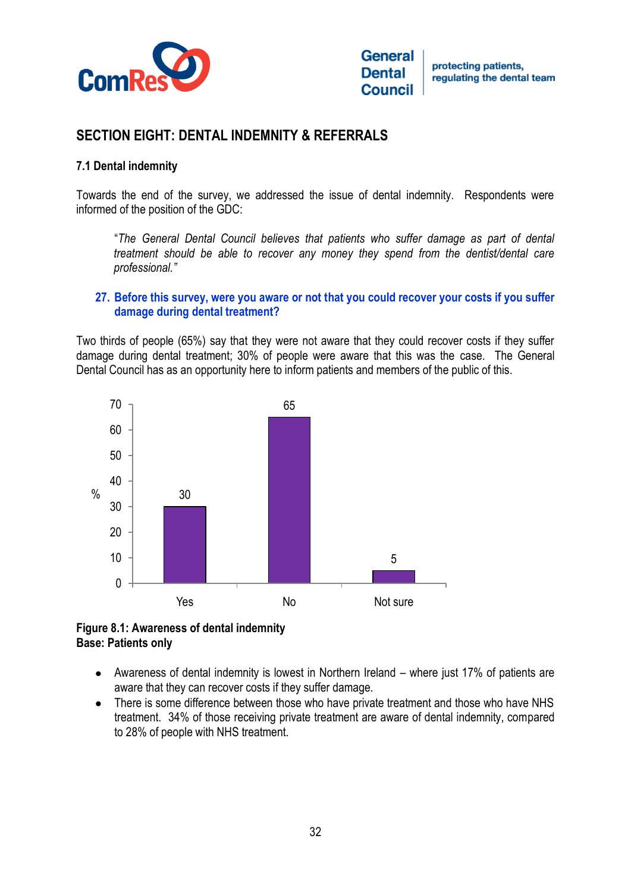## SECTION EIGHT: DENTAL INDEMNITY & REFERRALS

### 7.1 Dental indemnity

Towards the end of the survey, we addressed the issue of dental indemnity. Respondents were informed of the position of the GDC:

> "*The General Dental Council believes that patients who suffer damage as part of dental treatment should be able to recover any money they spend from the dentist/dental care professional.*"

**27. Before this survey, were you aware or not that you could recover your costs if you suffer damage during dental treatment?**

Two thirds of people (65%) say that they were not aware that they could recover costs if they suffer damage during dental treatment; 30% of people were aware that this was the case. The General Dental Council has as an opportunity here to inform patients and members of the public of this.

| | % |
|---|---|
| Yes | 30 |
| No | 65 |
| Not sure | 5 |

**Figure 8.1: Awareness of dental indemnity**
**Base: Patients only**

- Awareness of dental indemnity is lowest in Northern Ireland – where just 17% of patients are aware that they can recover costs if they suffer damage.
- There is some difference between those who have private treatment and those who have NHS treatment. 34% of those receiving private treatment are aware of dental indemnity, compared to 28% of people with NHS treatment.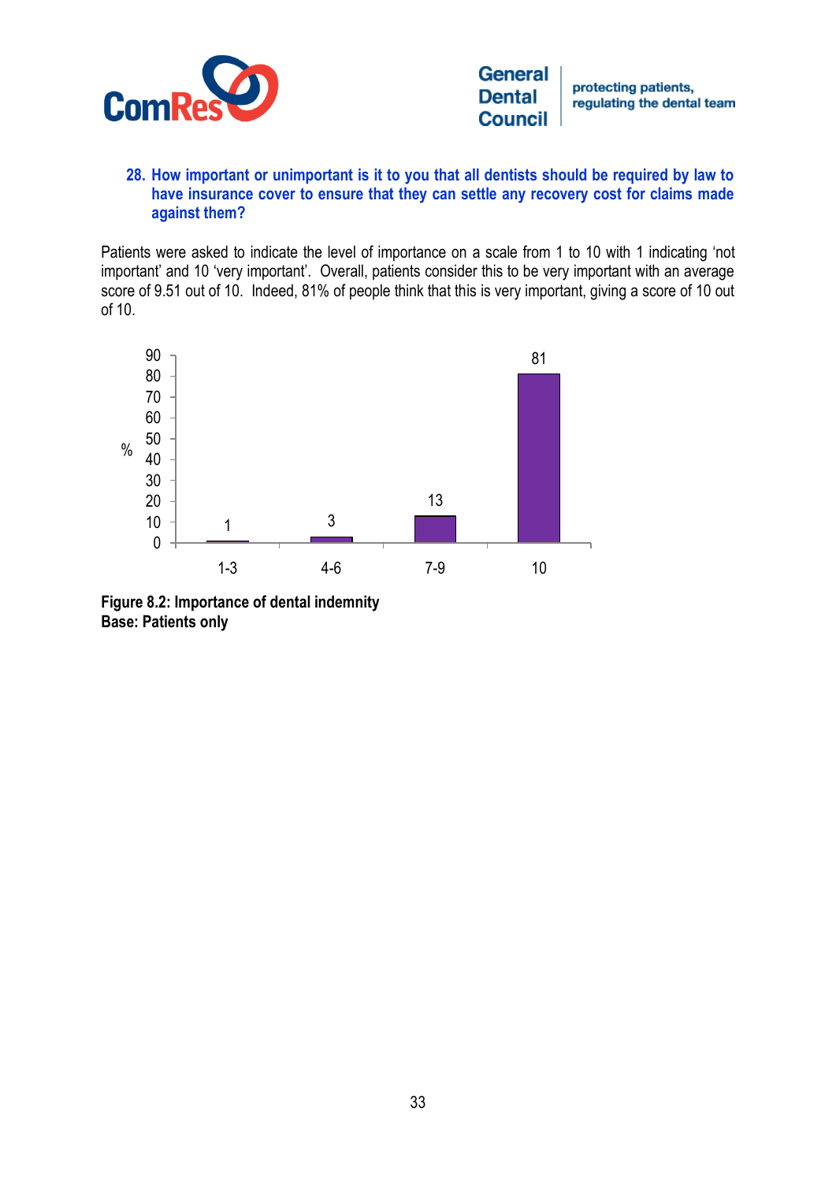### 28. How important or unimportant is it to you that all dentists should be required by law to have insurance cover to ensure that they can settle any recovery cost for claims made against them?

Patients were asked to indicate the level of importance on a scale from 1 to 10 with 1 indicating 'not important' and 10 'very important'. Overall, patients consider this to be very important with an average score of 9.51 out of 10. Indeed, 81% of people think that this is very important, giving a score of 10 out of 10.

| Score | % |
|---|---|
| 1-3 | 1 |
| 4-6 | 3 |
| 7-9 | 13 |
| 10 | 81 |

**Figure 8.2: Importance of dental indemnity**
**Base: Patients only**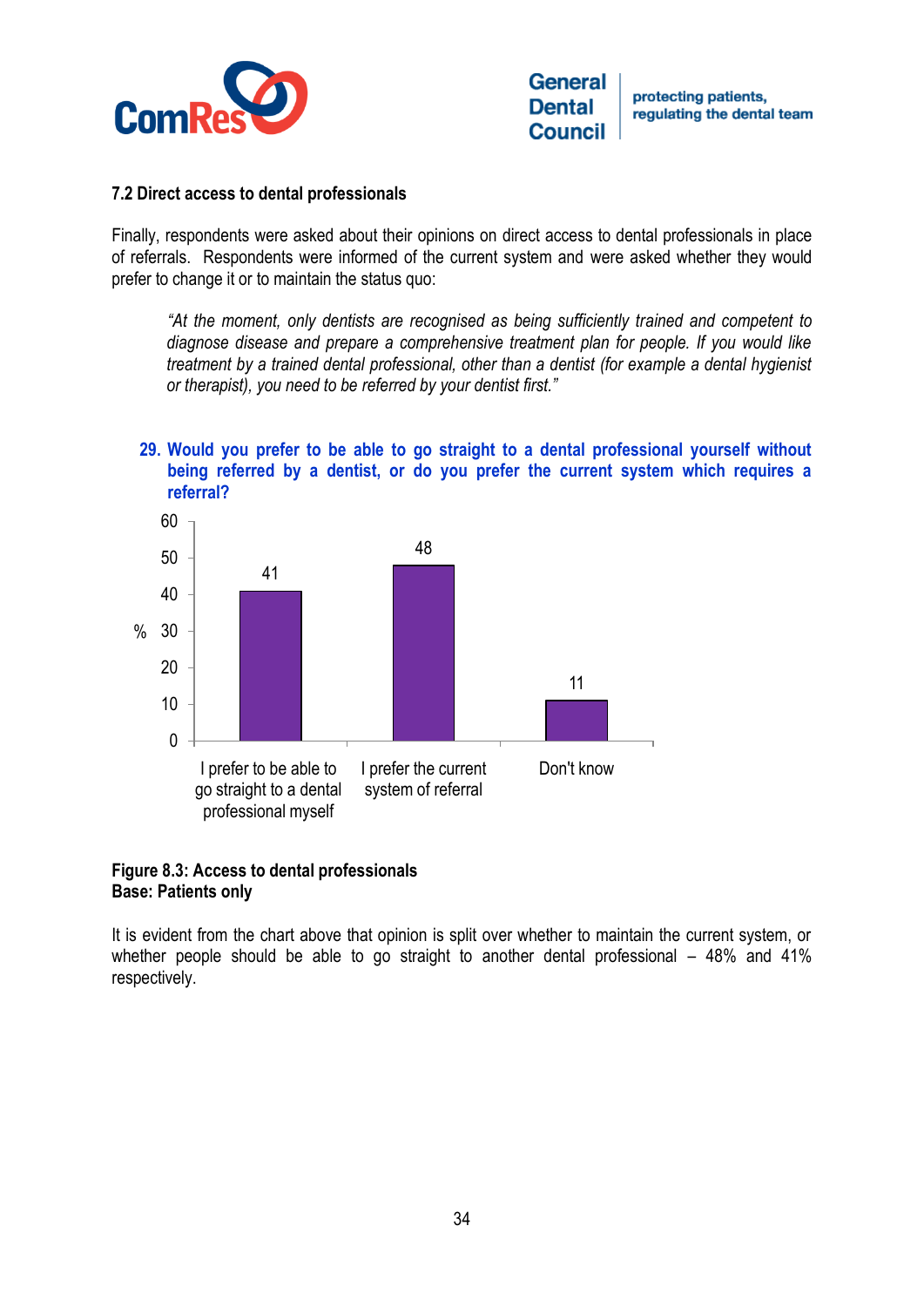### 7.2 Direct access to dental professionals

Finally, respondents were asked about their opinions on direct access to dental professionals in place of referrals. Respondents were informed of the current system and were asked whether they would prefer to change it or to maintain the status quo:

> *"At the moment, only dentists are recognised as being sufficiently trained and competent to diagnose disease and prepare a comprehensive treatment plan for people. If you would like treatment by a trained dental professional, other than a dentist (for example a dental hygienist or therapist), you need to be referred by your dentist first."*

**29. Would you prefer to be able to go straight to a dental professional yourself without being referred by a dentist, or do you prefer the current system which requires a referral?**

| Response | % |
|---|---|
| I prefer to be able to go straight to a dental professional myself | 41 |
| I prefer the current system of referral | 48 |
| Don't know | 11 |

**Figure 8.3: Access to dental professionals**
**Base: Patients only**

It is evident from the chart above that opinion is split over whether to maintain the current system, or whether people should be able to go straight to another dental professional – 48% and 41% respectively.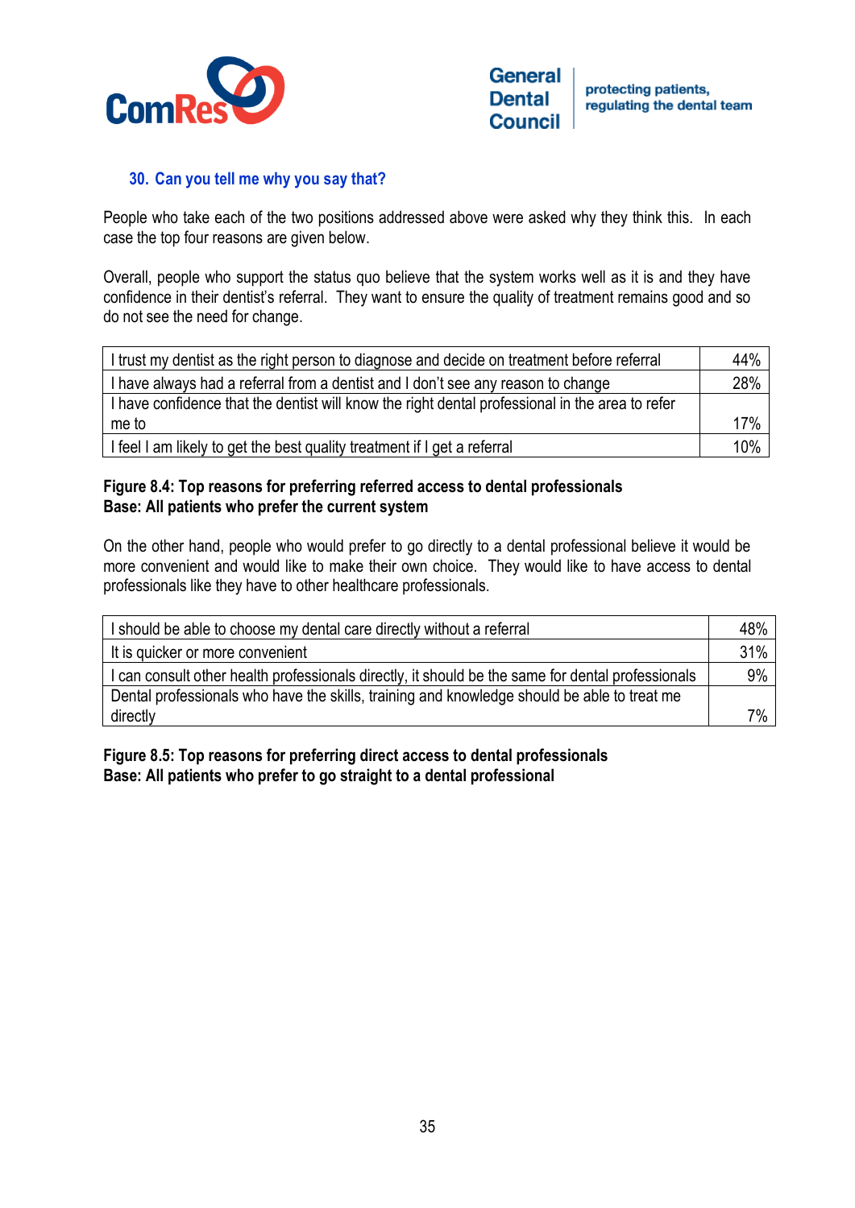### 30. Can you tell me why you say that?

People who take each of the two positions addressed above were asked why they think this. In each case the top four reasons are given below.

Overall, people who support the status quo believe that the system works well as it is and they have confidence in their dentist's referral. They want to ensure the quality of treatment remains good and so do not see the need for change.

| | |
|---|---|
| I trust my dentist as the right person to diagnose and decide on treatment before referral | 44% |
| I have always had a referral from a dentist and I don't see any reason to change | 28% |
| I have confidence that the dentist will know the right dental professional in the area to refer me to | 17% |
| I feel I am likely to get the best quality treatment if I get a referral | 10% |

**Figure 8.4: Top reasons for preferring referred access to dental professionals**
**Base: All patients who prefer the current system**

On the other hand, people who would prefer to go directly to a dental professional believe it would be more convenient and would like to make their own choice. They would like to have access to dental professionals like they have to other healthcare professionals.

| | |
|---|---|
| I should be able to choose my dental care directly without a referral | 48% |
| It is quicker or more convenient | 31% |
| I can consult other health professionals directly, it should be the same for dental professionals | 9% |
| Dental professionals who have the skills, training and knowledge should be able to treat me directly | 7% |

**Figure 8.5: Top reasons for preferring direct access to dental professionals**
**Base: All patients who prefer to go straight to a dental professional**